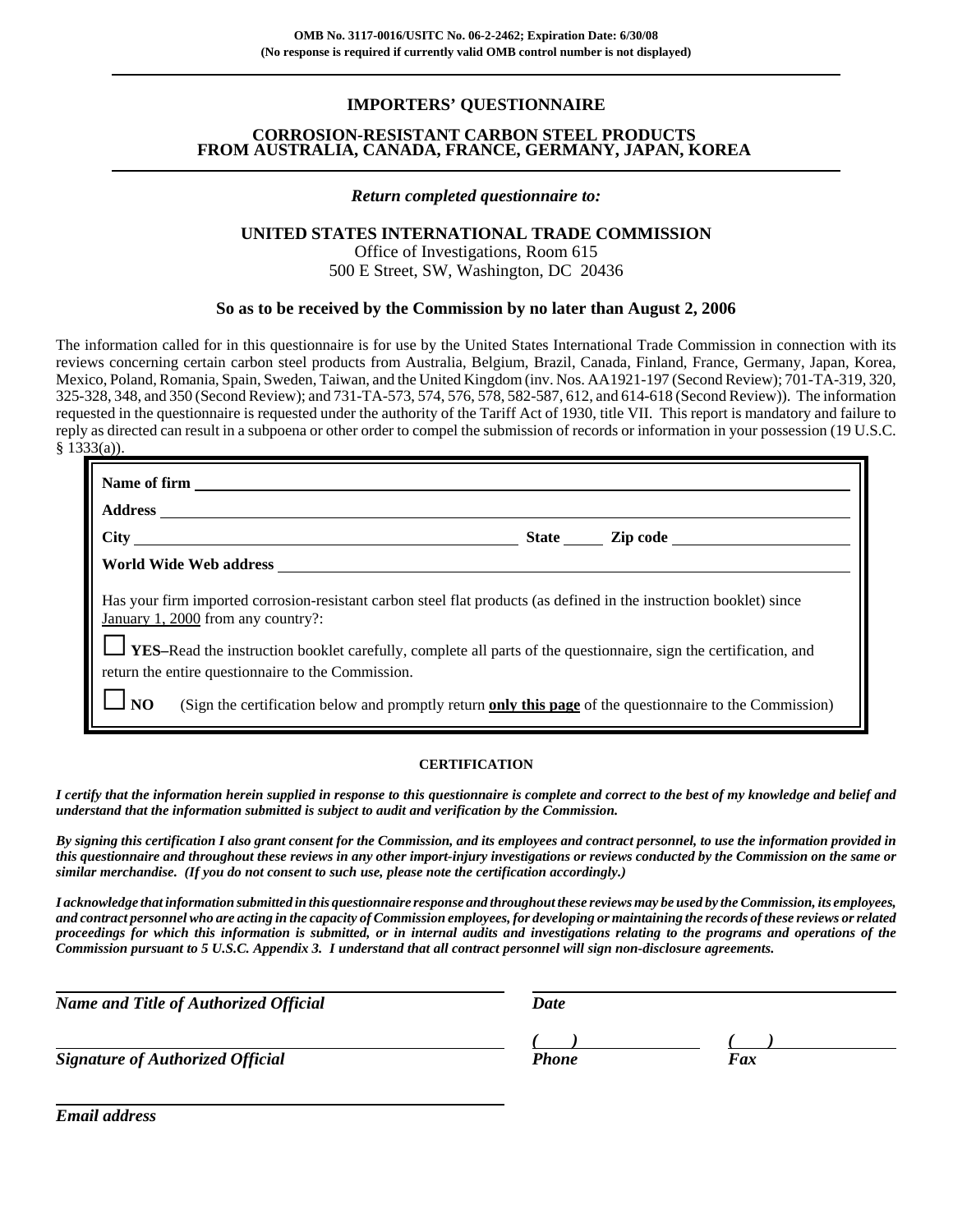**OMB No. 3117-0016/USITC No. 06-2-2462; Expiration Date: 6/30/08**
**(No response is required if currently valid OMB control number is not displayed)**

# IMPORTERS' QUESTIONNAIRE

## CORROSION-RESISTANT CARBON STEEL PRODUCTS FROM AUSTRALIA, CANADA, FRANCE, GERMANY, JAPAN, KOREA

***Return completed questionnaire to:***

**UNITED STATES INTERNATIONAL TRADE COMMISSION**
Office of Investigations, Room 615
500 E Street, SW, Washington, DC 20436

**So as to be received by the Commission by no later than August 2, 2006**

The information called for in this questionnaire is for use by the United States International Trade Commission in connection with its reviews concerning certain carbon steel products from Australia, Belgium, Brazil, Canada, Finland, France, Germany, Japan, Korea, Mexico, Poland, Romania, Spain, Sweden, Taiwan, and the United Kingdom (inv. Nos. AA1921-197 (Second Review); 701-TA-319, 320, 325-328, 348, and 350 (Second Review); and 731-TA-573, 574, 576, 578, 582-587, 612, and 614-618 (Second Review)). The information requested in the questionnaire is requested under the authority of the Tariff Act of 1930, title VII. This report is mandatory and failure to reply as directed can result in a subpoena or other order to compel the submission of records or information in your possession (19 U.S.C. § 1333(a)).

**Name of firm** ____________________

**Address** ____________________

**City** ____________________ **State** ______ **Zip code** ____________________

**World Wide Web address** ____________________

Has your firm imported corrosion-resistant carbon steel flat products (as defined in the instruction booklet) since January 1, 2000 from any country?:

☐ **YES**–Read the instruction booklet carefully, complete all parts of the questionnaire, sign the certification, and return the entire questionnaire to the Commission.

☐ **NO** (Sign the certification below and promptly return **only this page** of the questionnaire to the Commission)

**CERTIFICATION**

***I certify that the information herein supplied in response to this questionnaire is complete and correct to the best of my knowledge and belief and understand that the information submitted is subject to audit and verification by the Commission.***

***By signing this certification I also grant consent for the Commission, and its employees and contract personnel, to use the information provided in this questionnaire and throughout these reviews in any other import-injury investigations or reviews conducted by the Commission on the same or similar merchandise. (If you do not consent to such use, please note the certification accordingly.)***

***I acknowledge that information submitted in this questionnaire response and throughout these reviews may be used by the Commission, its employees, and contract personnel who are acting in the capacity of Commission employees, for developing or maintaining the records of these reviews or related proceedings for which this information is submitted, or in internal audits and investigations relating to the programs and operations of the Commission pursuant to 5 U.S.C. Appendix 3. I understand that all contract personnel will sign non-disclosure agreements.***

____________________
***Name and Title of Authorized Official***

____________________
***Date***

____________________
***Signature of Authorized Official***

***(    )*** ____________________
***Phone***

***(    )*** ____________________
***Fax***

____________________
***Email address***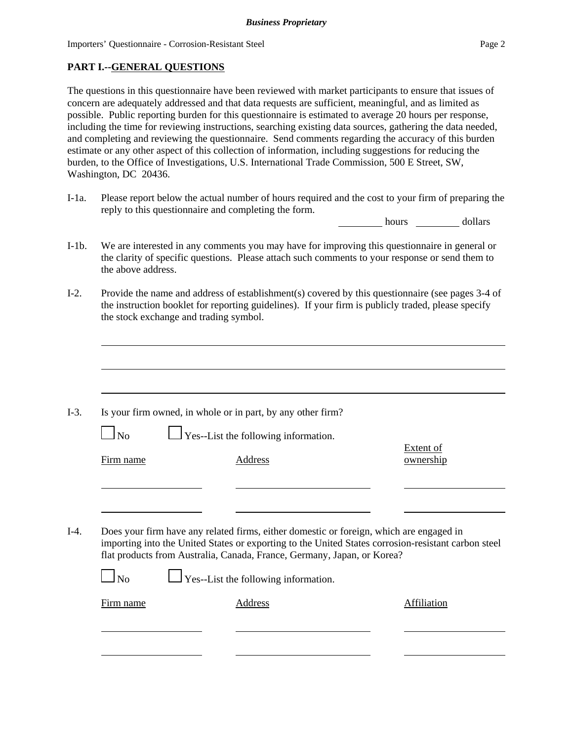## PART I.--GENERAL QUESTIONS

The questions in this questionnaire have been reviewed with market participants to ensure that issues of concern are adequately addressed and that data requests are sufficient, meaningful, and as limited as possible. Public reporting burden for this questionnaire is estimated to average 20 hours per response, including the time for reviewing instructions, searching existing data sources, gathering the data needed, and completing and reviewing the questionnaire. Send comments regarding the accuracy of this burden estimate or any other aspect of this collection of information, including suggestions for reducing the burden, to the Office of Investigations, U.S. International Trade Commission, 500 E Street, SW, Washington, DC 20436.

I-1a. Please report below the actual number of hours required and the cost to your firm of preparing the reply to this questionnaire and completing the form.

________ hours ________ dollars

I-1b. We are interested in any comments you may have for improving this questionnaire in general or the clarity of specific questions. Please attach such comments to your response or send them to the above address.

I-2. Provide the name and address of establishment(s) covered by this questionnaire (see pages 3-4 of the instruction booklet for reporting guidelines). If your firm is publicly traded, please specify the stock exchange and trading symbol.

______________________________________________________________________

______________________________________________________________________

______________________________________________________________________

I-3. Is your firm owned, in whole or in part, by any other firm?

☐ No ☐ Yes--List the following information.

| Firm name | Address | Extent of ownership |
|---|---|---|
| | | |
| | | |

I-4. Does your firm have any related firms, either domestic or foreign, which are engaged in importing into the United States or exporting to the United States corrosion-resistant carbon steel flat products from Australia, Canada, France, Germany, Japan, or Korea?

☐ No ☐ Yes--List the following information.

| Firm name | Address | Affiliation |
|---|---|---|
| | | |
| | | |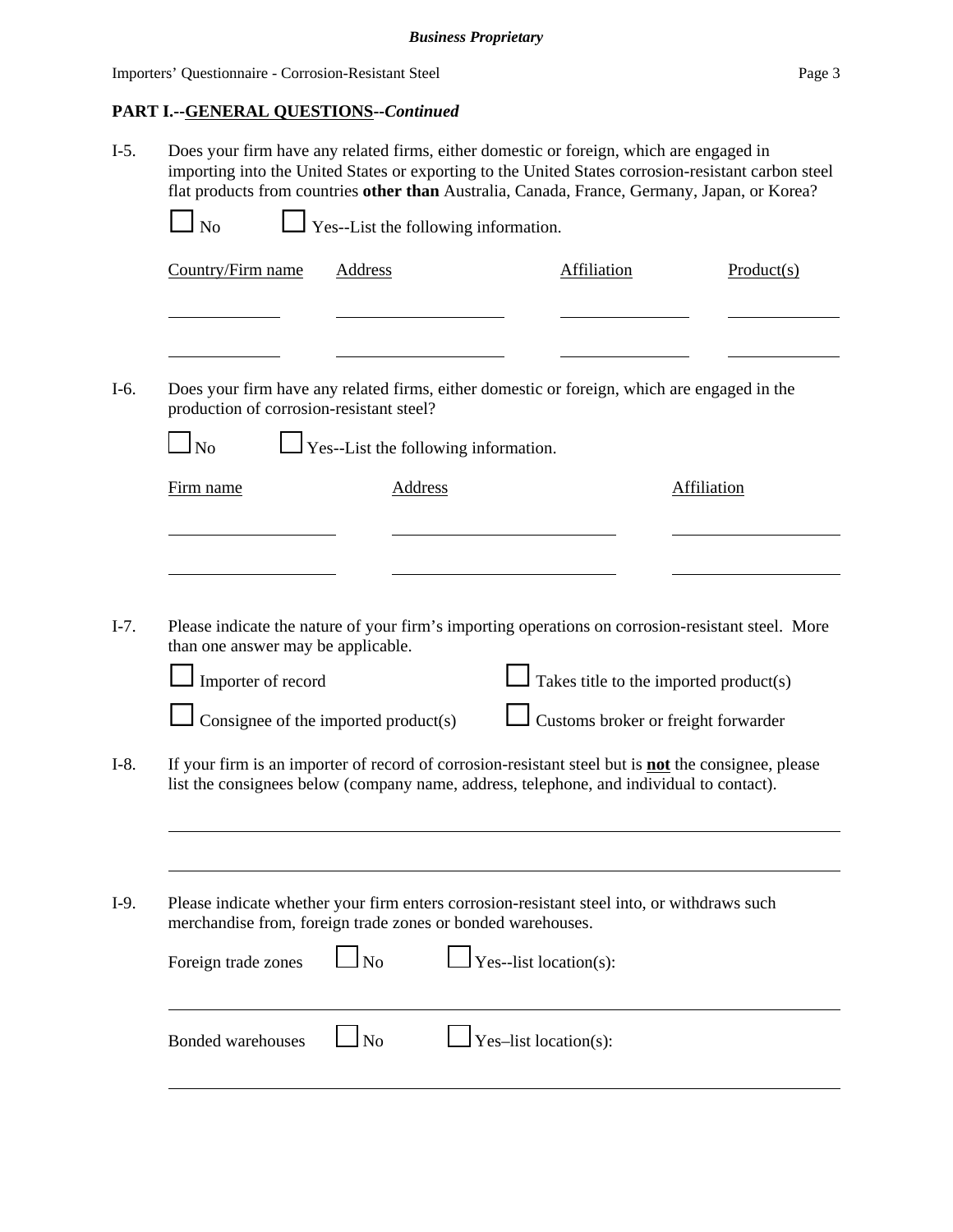**PART I.--GENERAL QUESTIONS--*Continued***

I-5. Does your firm have any related firms, either domestic or foreign, which are engaged in importing into the United States or exporting to the United States corrosion-resistant carbon steel flat products from countries **other than** Australia, Canada, France, Germany, Japan, or Korea?

☐ No ☐ Yes--List the following information.

| Country/Firm name | Address | Affiliation | Product(s) |
|---|---|---|---|
| | | | |
| | | | |

I-6. Does your firm have any related firms, either domestic or foreign, which are engaged in the production of corrosion-resistant steel?

☐ No ☐ Yes--List the following information.

| Firm name | Address | Affiliation |
|---|---|---|
| | | |
| | | |

I-7. Please indicate the nature of your firm's importing operations on corrosion-resistant steel. More than one answer may be applicable.

☐ Importer of record ☐ Takes title to the imported product(s)

☐ Consignee of the imported product(s) ☐ Customs broker or freight forwarder

I-8. If your firm is an importer of record of corrosion-resistant steel but is **not** the consignee, please list the consignees below (company name, address, telephone, and individual to contact).

______________________________________________________________________

______________________________________________________________________

I-9. Please indicate whether your firm enters corrosion-resistant steel into, or withdraws such merchandise from, foreign trade zones or bonded warehouses.

Foreign trade zones ☐ No ☐ Yes--list location(s):

______________________________________________________________________

Bonded warehouses ☐ No ☐ Yes–list location(s):

______________________________________________________________________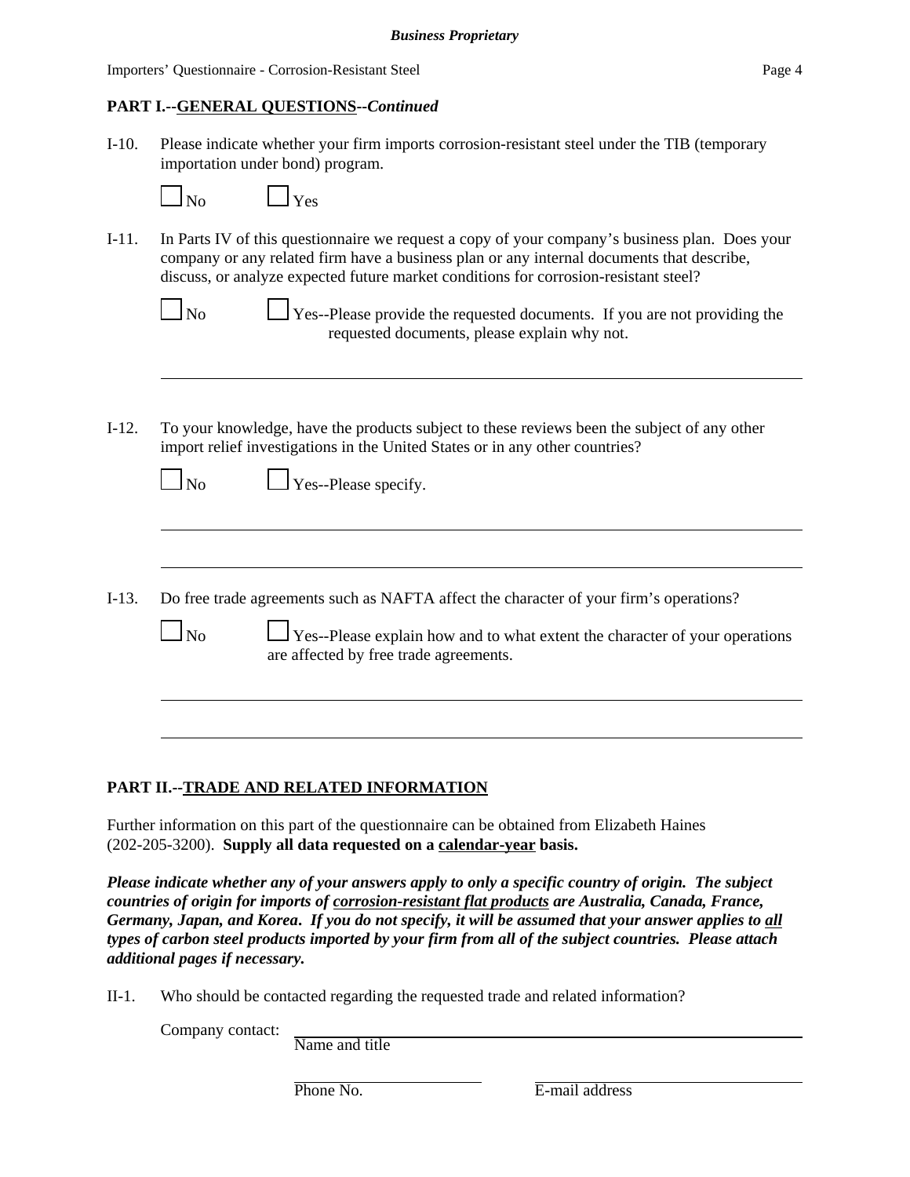## PART I.--GENERAL QUESTIONS--*Continued*

I-10. Please indicate whether your firm imports corrosion-resistant steel under the TIB (temporary importation under bond) program.

☐ No ☐ Yes

I-11. In Parts IV of this questionnaire we request a copy of your company's business plan. Does your company or any related firm have a business plan or any internal documents that describe, discuss, or analyze expected future market conditions for corrosion-resistant steel?

☐ No ☐ Yes--Please provide the requested documents. If you are not providing the requested documents, please explain why not.

_______________________________________________________________________________

I-12. To your knowledge, have the products subject to these reviews been the subject of any other import relief investigations in the United States or in any other countries?

☐ No ☐ Yes--Please specify.

_______________________________________________________________________________

_______________________________________________________________________________

I-13. Do free trade agreements such as NAFTA affect the character of your firm's operations?

☐ No ☐ Yes--Please explain how and to what extent the character of your operations are affected by free trade agreements.

_______________________________________________________________________________

_______________________________________________________________________________

## PART II.--TRADE AND RELATED INFORMATION

Further information on this part of the questionnaire can be obtained from Elizabeth Haines (202-205-3200). **Supply all data requested on a calendar-year basis.**

***Please indicate whether any of your answers apply to only a specific country of origin. The subject countries of origin for imports of corrosion-resistant flat products are Australia, Canada, France, Germany, Japan, and Korea. If you do not specify, it will be assumed that your answer applies to all types of carbon steel products imported by your firm from all of the subject countries. Please attach additional pages if necessary.***

II-1. Who should be contacted regarding the requested trade and related information?

Company contact: ______________________________________________
Name and title

______________________ ______________________
Phone No. E-mail address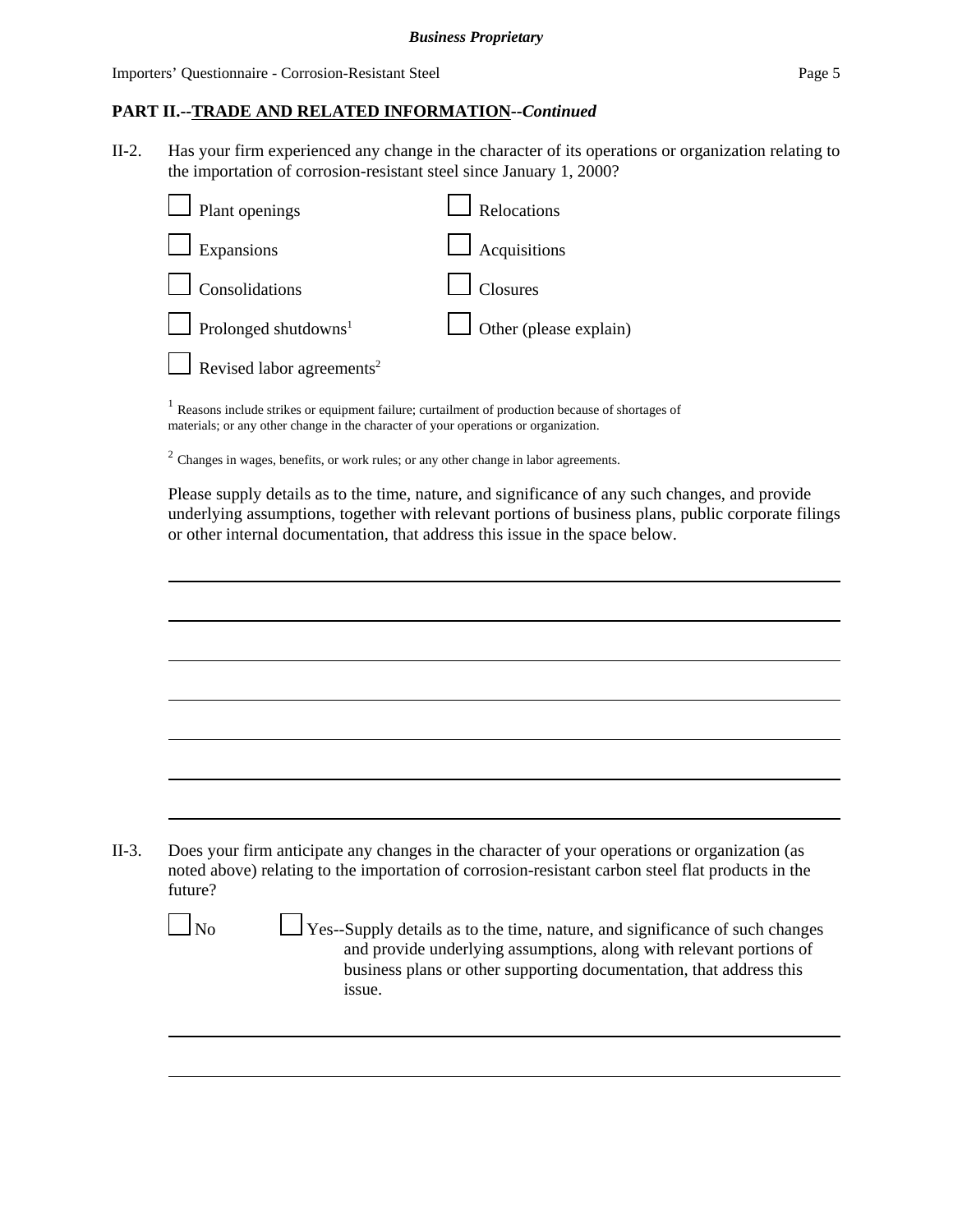## PART II.--TRADE AND RELATED INFORMATION--*Continued*

II-2. Has your firm experienced any change in the character of its operations or organization relating to the importation of corrosion-resistant steel since January 1, 2000?

| | |
|---|---|
| ☐ Plant openings | ☐ Relocations |
| ☐ Expansions | ☐ Acquisitions |
| ☐ Consolidations | ☐ Closures |
| ☐ Prolonged shutdowns[1] | ☐ Other (please explain) |
| ☐ Revised labor agreements[2] | |

[1] Reasons include strikes or equipment failure; curtailment of production because of shortages of materials; or any other change in the character of your operations or organization.

[2] Changes in wages, benefits, or work rules; or any other change in labor agreements.

Please supply details as to the time, nature, and significance of any such changes, and provide underlying assumptions, together with relevant portions of business plans, public corporate filings or other internal documentation, that address this issue in the space below.

_______________________________________________

_______________________________________________

_______________________________________________

_______________________________________________

_______________________________________________

_______________________________________________

_______________________________________________

II-3. Does your firm anticipate any changes in the character of your operations or organization (as noted above) relating to the importation of corrosion-resistant carbon steel flat products in the future?

☐ No ☐ Yes--Supply details as to the time, nature, and significance of such changes and provide underlying assumptions, along with relevant portions of business plans or other supporting documentation, that address this issue.

_______________________________________________

_______________________________________________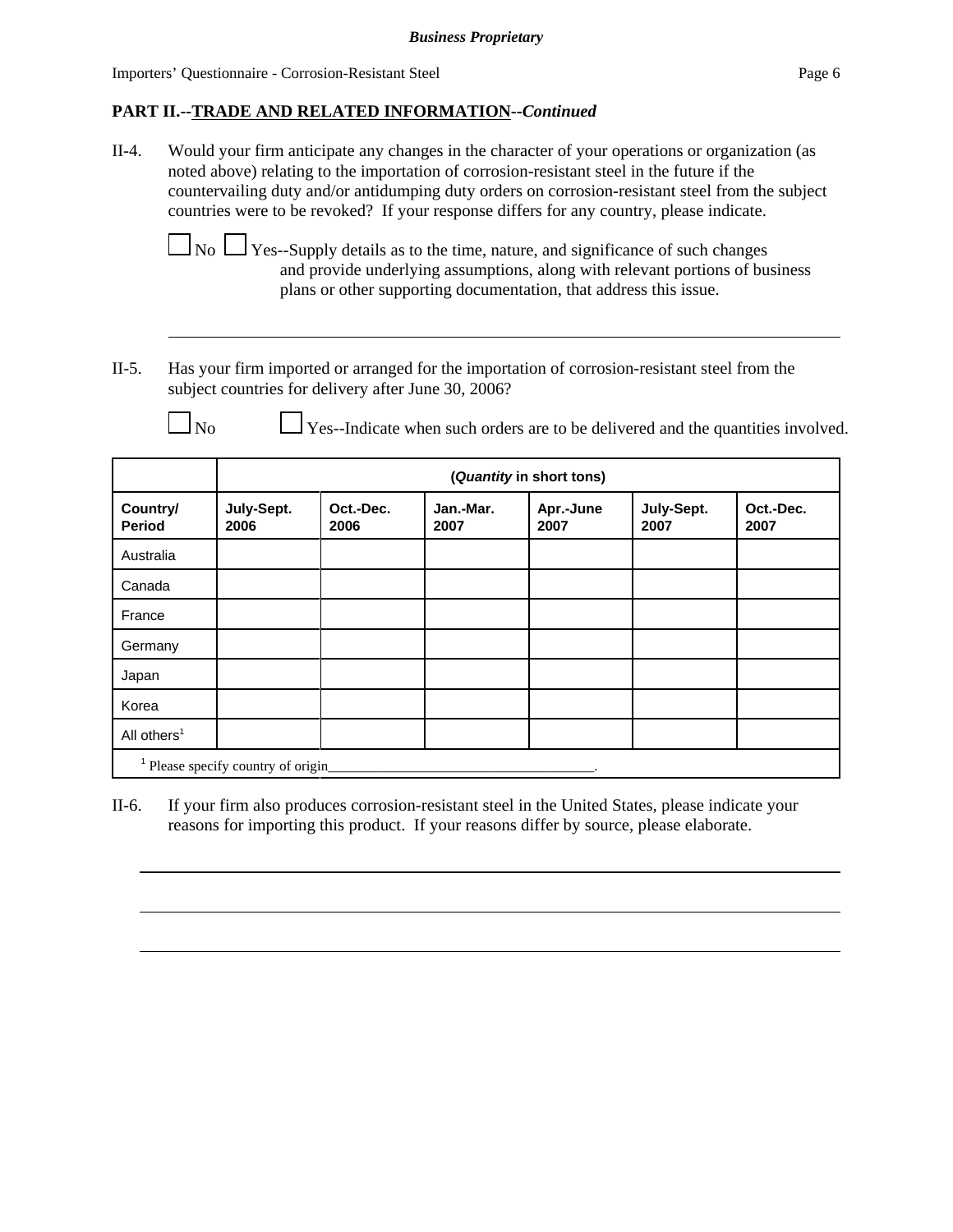**PART II.--TRADE AND RELATED INFORMATION--*Continued***

II-4. Would your firm anticipate any changes in the character of your operations or organization (as noted above) relating to the importation of corrosion-resistant steel in the future if the countervailing duty and/or antidumping duty orders on corrosion-resistant steel from the subject countries were to be revoked? If your response differs for any country, please indicate.

☐ No ☐ Yes--Supply details as to the time, nature, and significance of such changes and provide underlying assumptions, along with relevant portions of business plans or other supporting documentation, that address this issue.

______________________________________________________________________

II-5. Has your firm imported or arranged for the importation of corrosion-resistant steel from the subject countries for delivery after June 30, 2006?

☐ No ☐ Yes--Indicate when such orders are to be delivered and the quantities involved.

| | (*Quantity* in short tons) | | | | | |
|---|---|---|---|---|---|---|
| **Country/ Period** | **July-Sept. 2006** | **Oct.-Dec. 2006** | **Jan.-Mar. 2007** | **Apr.-June 2007** | **July-Sept. 2007** | **Oct.-Dec. 2007** |
| Australia | | | | | | |
| Canada | | | | | | |
| France | | | | | | |
| Germany | | | | | | |
| Japan | | | | | | |
| Korea | | | | | | |
| All others[1] | | | | | | |
| [1] Please specify country of origin______________________________________. | | | | | | |

II-6. If your firm also produces corrosion-resistant steel in the United States, please indicate your reasons for importing this product. If your reasons differ by source, please elaborate.

______________________________________________________________________

______________________________________________________________________

______________________________________________________________________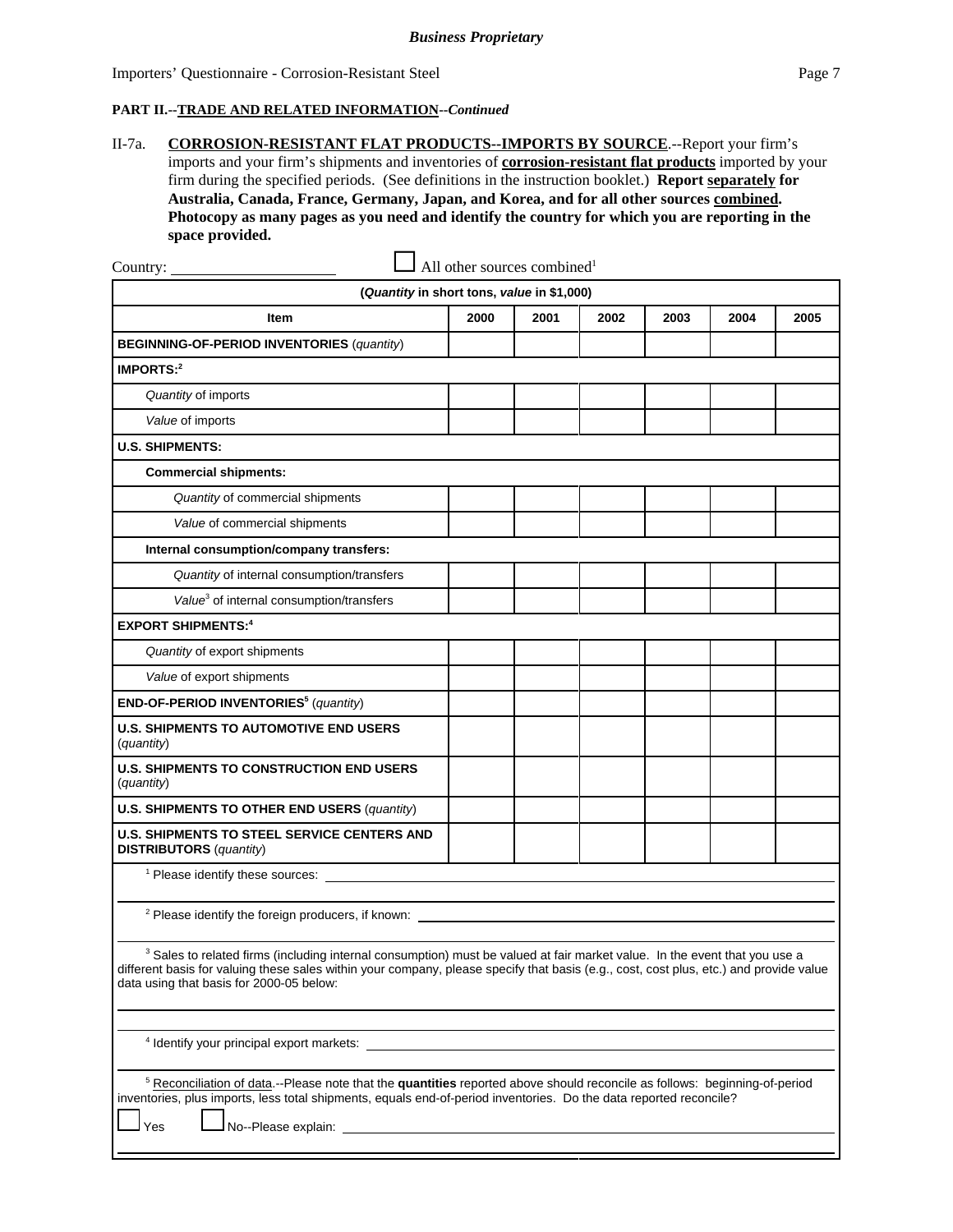**PART II.--TRADE AND RELATED INFORMATION--*Continued***

II-7a. **CORROSION-RESISTANT FLAT PRODUCTS--IMPORTS BY SOURCE**.--Report your firm's imports and your firm's shipments and inventories of **corrosion-resistant flat products** imported by your firm during the specified periods. (See definitions in the instruction booklet.) **Report separately for Australia, Canada, France, Germany, Japan, and Korea, and for all other sources combined. Photocopy as many pages as you need and identify the country for which you are reporting in the space provided.**

Country: ____________________ ☐ All other sources combined[1]

| (*Quantity* in short tons, *value* in $1,000) | | | | | | |
|---|---|---|---|---|---|---|
| **Item** | **2000** | **2001** | **2002** | **2003** | **2004** | **2005** |
| **BEGINNING-OF-PERIOD INVENTORIES** (*quantity*) | | | | | | |
| **IMPORTS:**[2] | | | | | | |
| *Quantity* of imports | | | | | | |
| *Value* of imports | | | | | | |
| **U.S. SHIPMENTS:** | | | | | | |
| **Commercial shipments:** | | | | | | |
| *Quantity* of commercial shipments | | | | | | |
| *Value* of commercial shipments | | | | | | |
| **Internal consumption/company transfers:** | | | | | | |
| *Quantity* of internal consumption/transfers | | | | | | |
| *Value*[3] of internal consumption/transfers | | | | | | |
| **EXPORT SHIPMENTS:**[4] | | | | | | |
| *Quantity* of export shipments | | | | | | |
| *Value* of export shipments | | | | | | |
| **END-OF-PERIOD INVENTORIES**[5] (*quantity*) | | | | | | |
| **U.S. SHIPMENTS TO AUTOMOTIVE END USERS** (*quantity*) | | | | | | |
| **U.S. SHIPMENTS TO CONSTRUCTION END USERS** (*quantity*) | | | | | | |
| **U.S. SHIPMENTS TO OTHER END USERS** (*quantity*) | | | | | | |
| **U.S. SHIPMENTS TO STEEL SERVICE CENTERS AND DISTRIBUTORS** (*quantity*) | | | | | | |

[1] Please identify these sources: ____________________

[2] Please identify the foreign producers, if known: ____________________

[3] Sales to related firms (including internal consumption) must be valued at fair market value. In the event that you use a different basis for valuing these sales within your company, please specify that basis (e.g., cost, cost plus, etc.) and provide value data using that basis for 2000-05 below:

____________________

[4] Identify your principal export markets: ____________________

[5] Reconciliation of data.--Please note that the **quantities** reported above should reconcile as follows: beginning-of-period inventories, plus imports, less total shipments, equals end-of-period inventories. Do the data reported reconcile?

☐ Yes ☐ No--Please explain: ____________________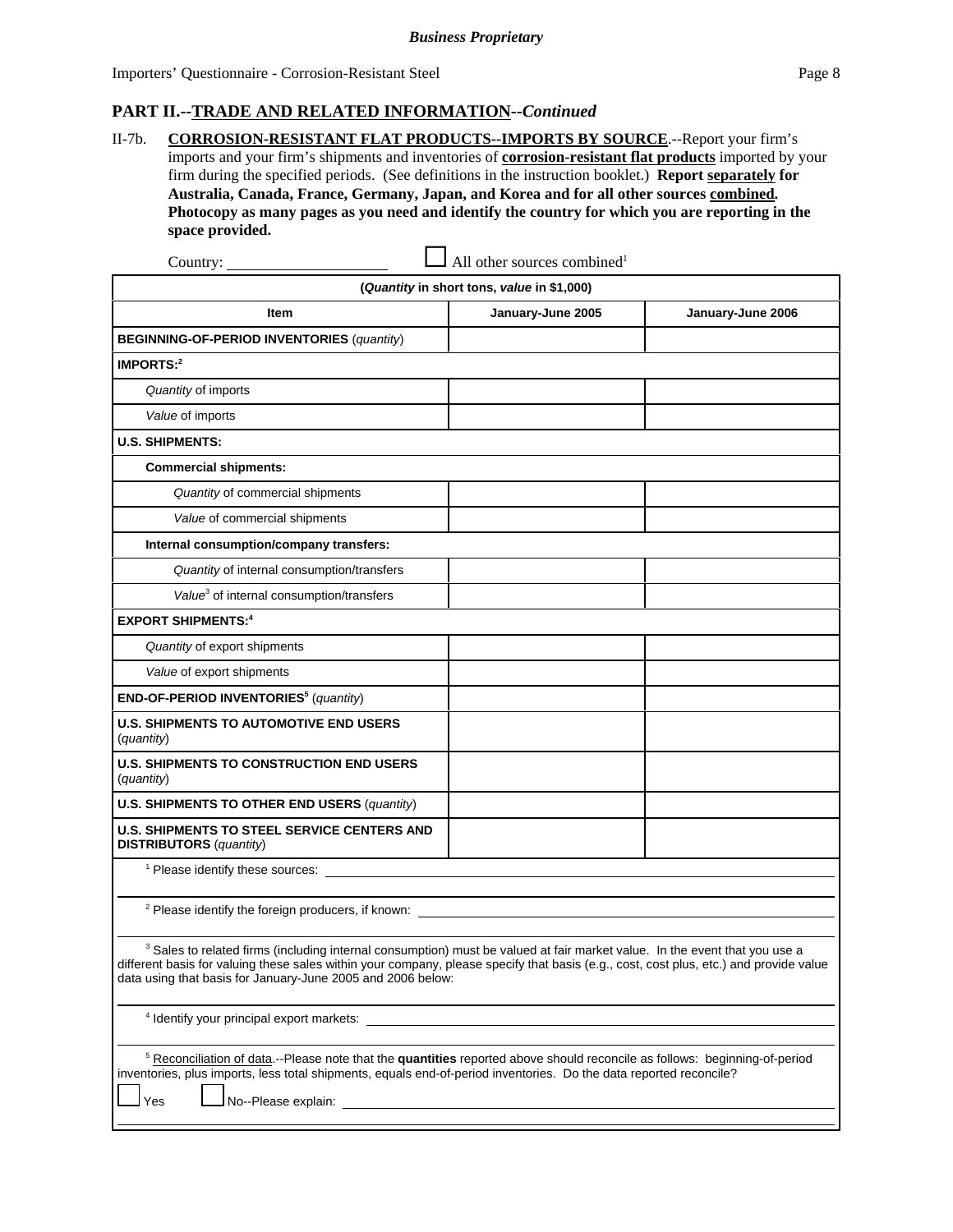**Business Proprietary**

## PART II.--TRADE AND RELATED INFORMATION--*Continued*

II-7b. **CORROSION-RESISTANT FLAT PRODUCTS--IMPORTS BY SOURCE**.--Report your firm's imports and your firm's shipments and inventories of **corrosion-resistant flat products** imported by your firm during the specified periods. (See definitions in the instruction booklet.) **Report separately for Australia, Canada, France, Germany, Japan, and Korea and for all other sources combined. Photocopy as many pages as you need and identify the country for which you are reporting in the space provided.**

Country: ____________________ ☐ All other sources combined[1]

| (*Quantity* in short tons, *value* in $1,000) | | |
|---|---|---|
| **Item** | **January-June 2005** | **January-June 2006** |
| **BEGINNING-OF-PERIOD INVENTORIES** (*quantity*) | | |
| **IMPORTS:**[2] | | |
| *Quantity* of imports | | |
| *Value* of imports | | |
| **U.S. SHIPMENTS:** | | |
| **Commercial shipments:** | | |
| *Quantity* of commercial shipments | | |
| *Value* of commercial shipments | | |
| **Internal consumption/company transfers:** | | |
| *Quantity* of internal consumption/transfers | | |
| *Value*[3] of internal consumption/transfers | | |
| **EXPORT SHIPMENTS:**[4] | | |
| *Quantity* of export shipments | | |
| *Value* of export shipments | | |
| **END-OF-PERIOD INVENTORIES**[5] (*quantity*) | | |
| **U.S. SHIPMENTS TO AUTOMOTIVE END USERS** (*quantity*) | | |
| **U.S. SHIPMENTS TO CONSTRUCTION END USERS** (*quantity*) | | |
| **U.S. SHIPMENTS TO OTHER END USERS** (*quantity*) | | |
| **U.S. SHIPMENTS TO STEEL SERVICE CENTERS AND DISTRIBUTORS** (*quantity*) | | |

[1] Please identify these sources: ____________________

[2] Please identify the foreign producers, if known: ____________________

[3] Sales to related firms (including internal consumption) must be valued at fair market value. In the event that you use a different basis for valuing these sales within your company, please specify that basis (e.g., cost, cost plus, etc.) and provide value data using that basis for January-June 2005 and 2006 below:

____________________

[4] Identify your principal export markets: ____________________

[5] Reconciliation of data.--Please note that the **quantities** reported above should reconcile as follows: beginning-of-period inventories, plus imports, less total shipments, equals end-of-period inventories. Do the data reported reconcile?

☐ Yes ☐ No--Please explain: ____________________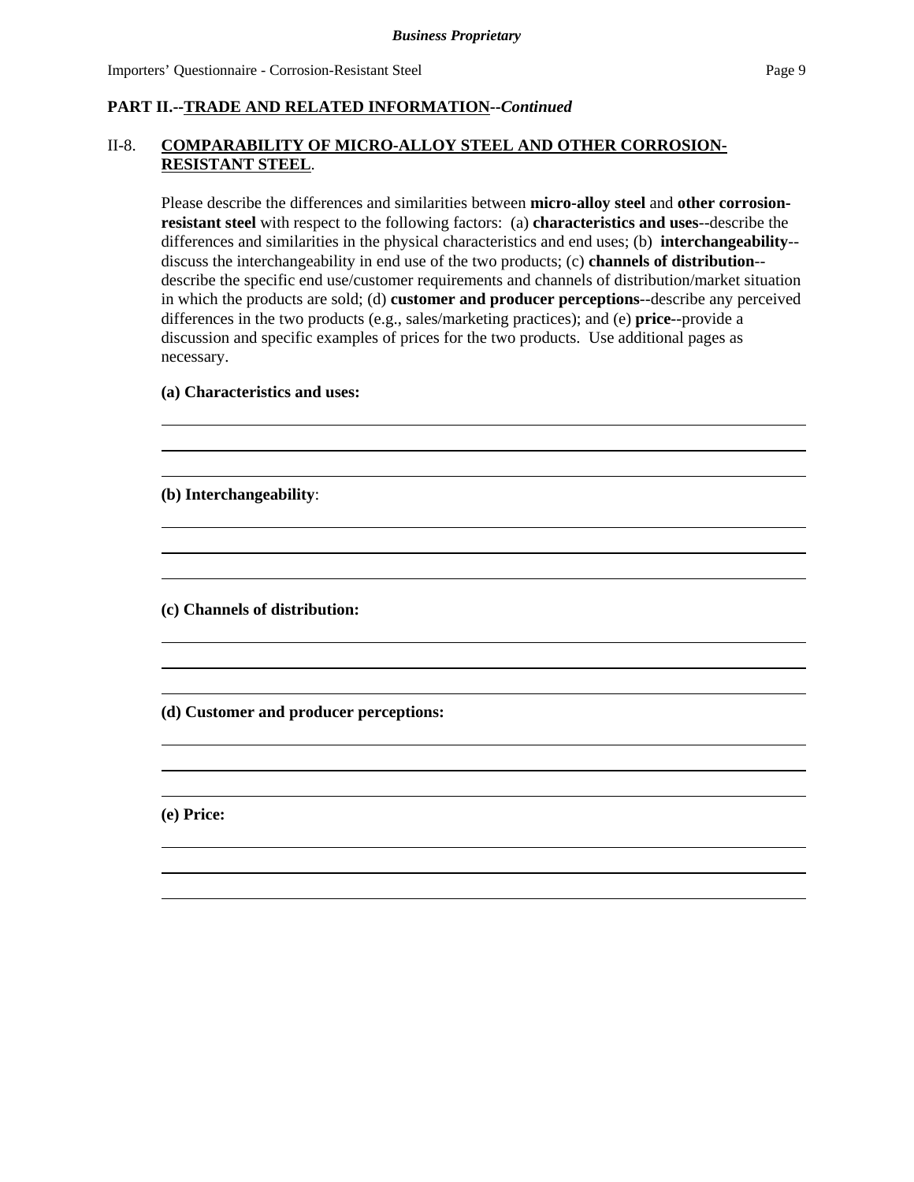**PART II.--TRADE AND RELATED INFORMATION--*Continued***

II-8. **COMPARABILITY OF MICRO-ALLOY STEEL AND OTHER CORROSION-RESISTANT STEEL**.

Please describe the differences and similarities between **micro-alloy steel** and **other corrosion-resistant steel** with respect to the following factors: (a) **characteristics and uses**--describe the differences and similarities in the physical characteristics and end uses; (b) **interchangeability**--discuss the interchangeability in end use of the two products; (c) **channels of distribution**--describe the specific end use/customer requirements and channels of distribution/market situation in which the products are sold; (d) **customer and producer perceptions**--describe any perceived differences in the two products (e.g., sales/marketing practices); and (e) **price**--provide a discussion and specific examples of prices for the two products. Use additional pages as necessary.

**(a) Characteristics and uses:**

______________________________________________________________________

______________________________________________________________________

______________________________________________________________________

**(b) Interchangeability**:

______________________________________________________________________

______________________________________________________________________

______________________________________________________________________

**(c) Channels of distribution:**

______________________________________________________________________

______________________________________________________________________

______________________________________________________________________

**(d) Customer and producer perceptions:**

______________________________________________________________________

______________________________________________________________________

______________________________________________________________________

**(e) Price:**

______________________________________________________________________

______________________________________________________________________

______________________________________________________________________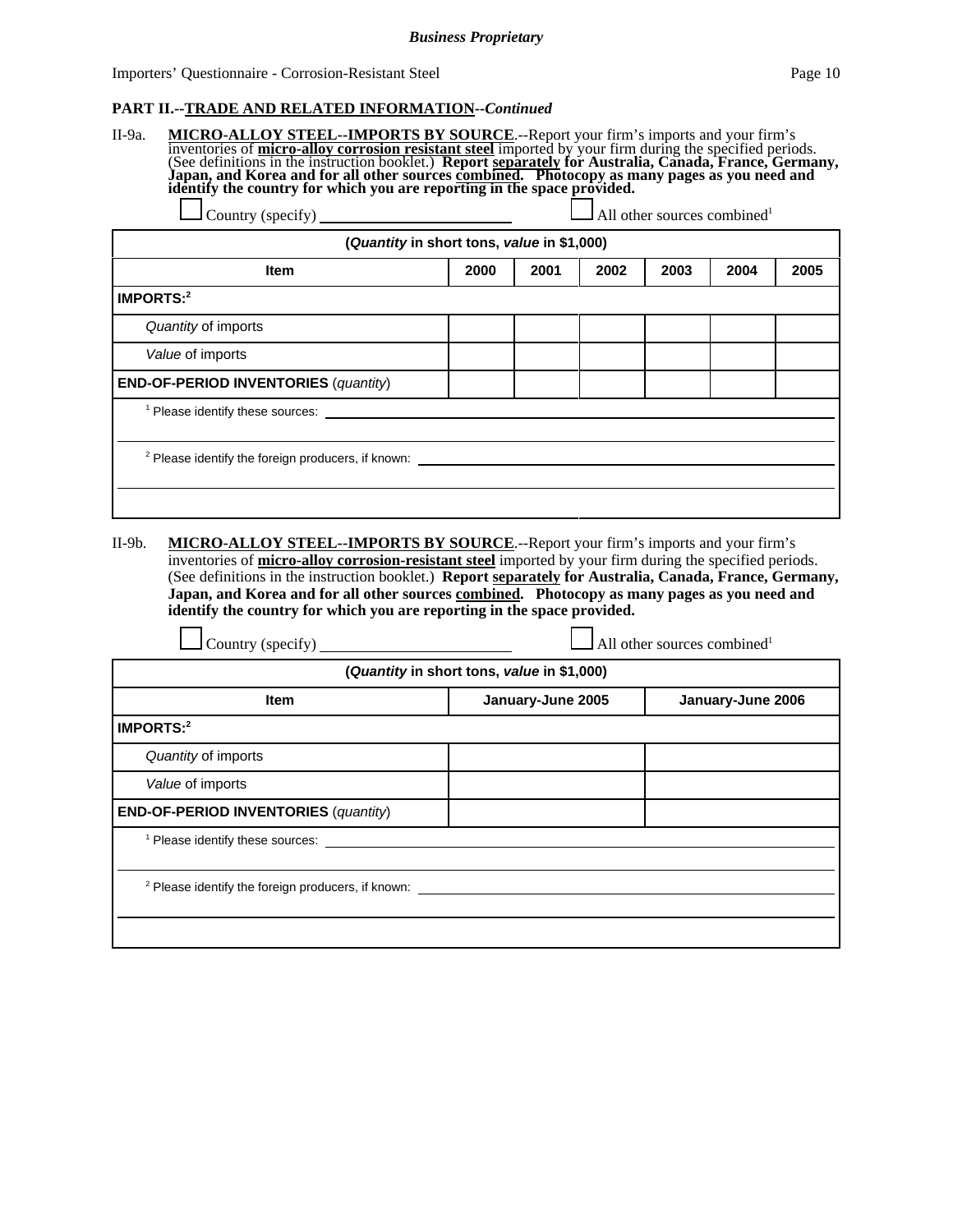**Business Proprietary**

Importers' Questionnaire - Corrosion-Resistant Steel

**PART II.--TRADE AND RELATED INFORMATION--*Continued***

II-9a. **MICRO-ALLOY STEEL--IMPORTS BY SOURCE**.--Report your firm's imports and your firm's inventories of **micro-alloy corrosion resistant steel** imported by your firm during the specified periods. (See definitions in the instruction booklet.) **Report separately for Australia, Canada, France, Germany, Japan, and Korea and for all other sources combined. Photocopy as many pages as you need and identify the country for which you are reporting in the space provided.**

☐ Country (specify) ________________ ☐ All other sources combined[1]

| (*Quantity* in short tons, *value* in $1,000) | | | | | | |
|---|---|---|---|---|---|---|
| **Item** | **2000** | **2001** | **2002** | **2003** | **2004** | **2005** |
| **IMPORTS:**[2] | | | | | | |
| *Quantity* of imports | | | | | | |
| *Value* of imports | | | | | | |
| **END-OF-PERIOD INVENTORIES** (*quantity*) | | | | | | |

[1] Please identify these sources: ________________

[2] Please identify the foreign producers, if known: ________________

II-9b. **MICRO-ALLOY STEEL--IMPORTS BY SOURCE**.--Report your firm's imports and your firm's inventories of **micro-alloy corrosion-resistant steel** imported by your firm during the specified periods. (See definitions in the instruction booklet.) **Report separately for Australia, Canada, France, Germany, Japan, and Korea and for all other sources combined. Photocopy as many pages as you need and identify the country for which you are reporting in the space provided.**

☐ Country (specify) ________________ ☐ All other sources combined[1]

| (*Quantity* in short tons, *value* in $1,000) | | |
|---|---|---|
| **Item** | **January-June 2005** | **January-June 2006** |
| **IMPORTS:**[2] | | |
| *Quantity* of imports | | |
| *Value* of imports | | |
| **END-OF-PERIOD INVENTORIES** (*quantity*) | | |

[1] Please identify these sources: ________________

[2] Please identify the foreign producers, if known: ________________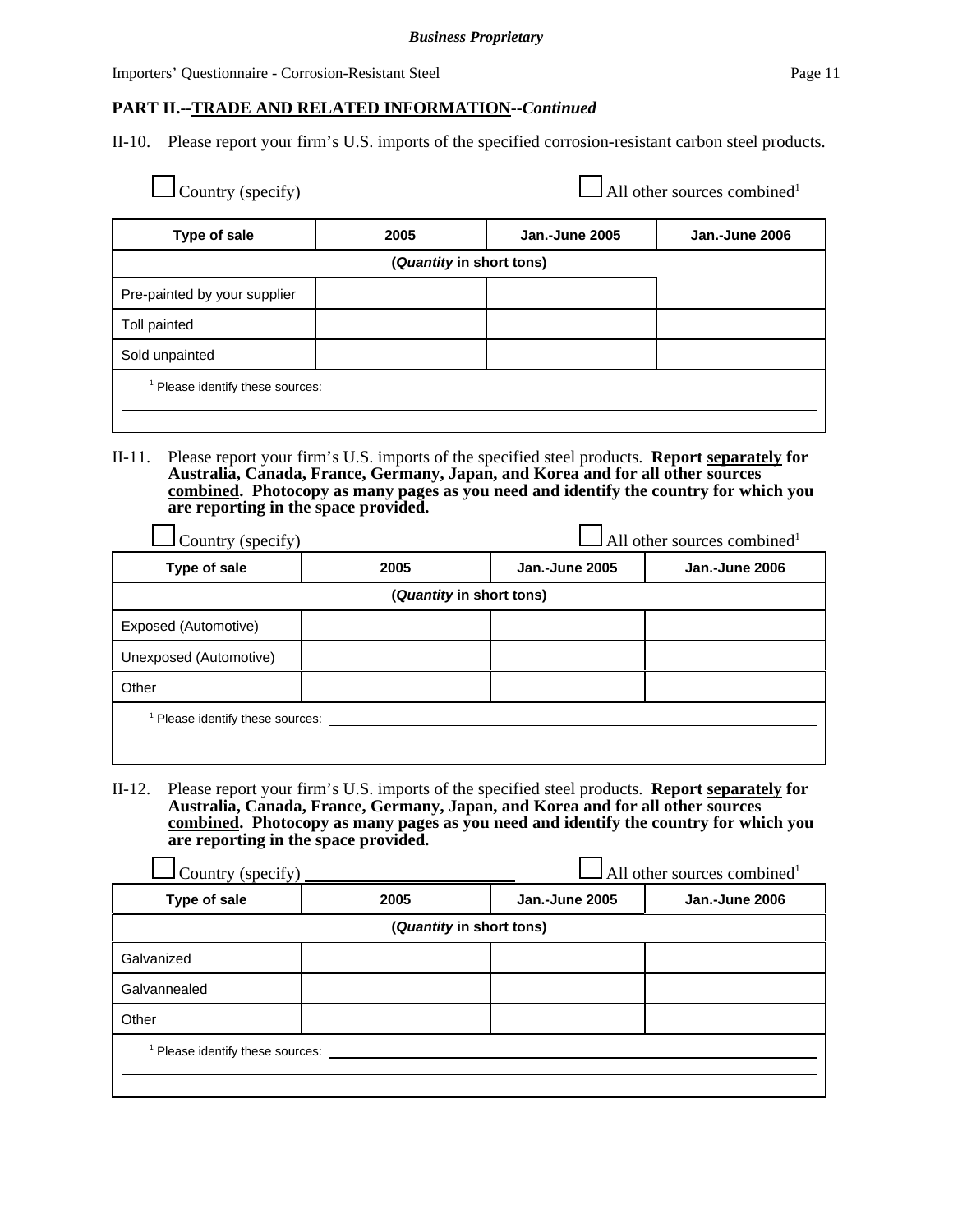**PART II.--TRADE AND RELATED INFORMATION--*Continued***

II-10. Please report your firm's U.S. imports of the specified corrosion-resistant carbon steel products.

☐ Country (specify) ________________________ ☐ All other sources combined[1]

| Type of sale | 2005 | Jan.-June 2005 | Jan.-June 2006 |
|---|---|---|---|
| (*Quantity* in short tons) | | | |
| Pre-painted by your supplier | | | |
| Toll painted | | | |
| Sold unpainted | | | |
| [1] Please identify these sources: | | | |

II-11. Please report your firm's U.S. imports of the specified steel products. **Report __separately__ for Australia, Canada, France, Germany, Japan, and Korea and for all other sources __combined__. Photocopy as many pages as you need and identify the country for which you are reporting in the space provided.**

☐ Country (specify) ________________________ ☐ All other sources combined[1]

| Type of sale | 2005 | Jan.-June 2005 | Jan.-June 2006 |
|---|---|---|---|
| (*Quantity* in short tons) | | | |
| Exposed (Automotive) | | | |
| Unexposed (Automotive) | | | |
| Other | | | |
| [1] Please identify these sources: | | | |

II-12. Please report your firm's U.S. imports of the specified steel products. **Report __separately__ for Australia, Canada, France, Germany, Japan, and Korea and for all other sources __combined__. Photocopy as many pages as you need and identify the country for which you are reporting in the space provided.**

☐ Country (specify) ________________________ ☐ All other sources combined[1]

| Type of sale | 2005 | Jan.-June 2005 | Jan.-June 2006 |
|---|---|---|---|
| (*Quantity* in short tons) | | | |
| Galvanized | | | |
| Galvannealed | | | |
| Other | | | |
| [1] Please identify these sources: | | | |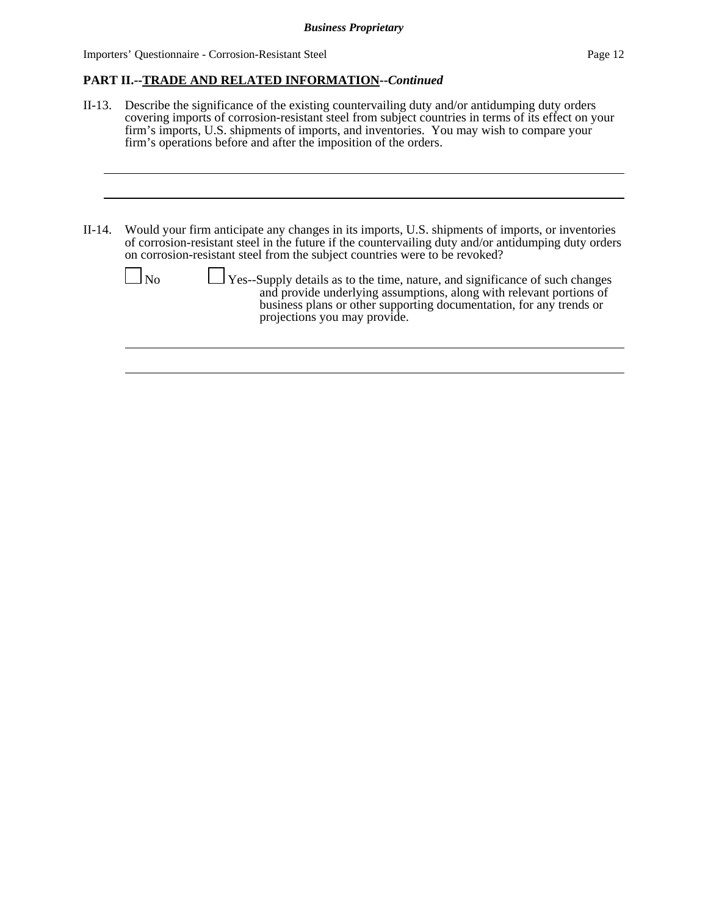## PART II.--TRADE AND RELATED INFORMATION--*Continued*

II-13. Describe the significance of the existing countervailing duty and/or antidumping duty orders covering imports of corrosion-resistant steel from subject countries in terms of its effect on your firm's imports, U.S. shipments of imports, and inventories. You may wish to compare your firm's operations before and after the imposition of the orders.

---

---

II-14. Would your firm anticipate any changes in its imports, U.S. shipments of imports, or inventories of corrosion-resistant steel in the future if the countervailing duty and/or antidumping duty orders on corrosion-resistant steel from the subject countries were to be revoked?

☐ No ☐ Yes--Supply details as to the time, nature, and significance of such changes and provide underlying assumptions, along with relevant portions of business plans or other supporting documentation, for any trends or projections you may provide.

---

---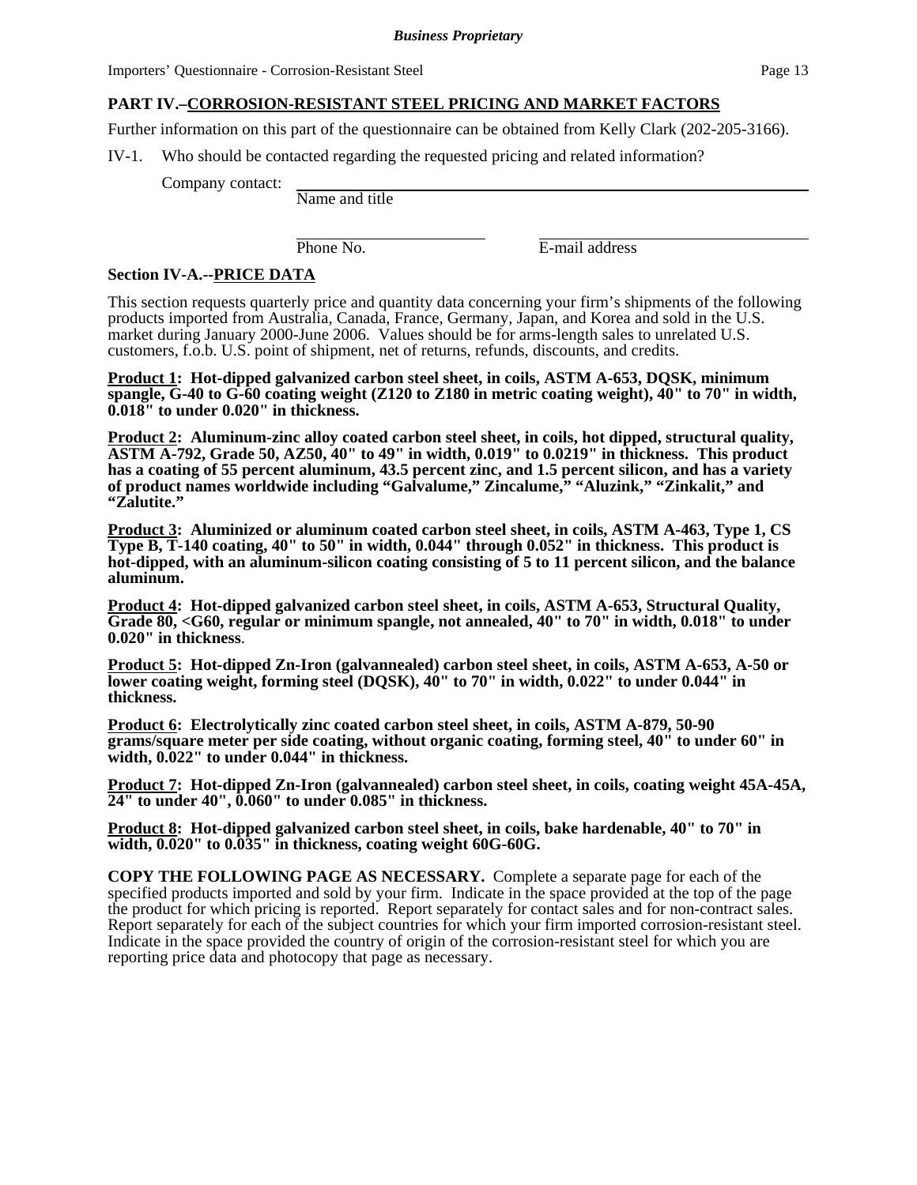## PART IV.–CORROSION-RESISTANT STEEL PRICING AND MARKET FACTORS

Further information on this part of the questionnaire can be obtained from Kelly Clark (202-205-3166).

IV-1. Who should be contacted regarding the requested pricing and related information?

Company contact: ____________________________________________
Name and title

____________________ ____________________
Phone No. E-mail address

### Section IV-A.--PRICE DATA

This section requests quarterly price and quantity data concerning your firm's shipments of the following products imported from Australia, Canada, France, Germany, Japan, and Korea and sold in the U.S. market during January 2000-June 2006. Values should be for arms-length sales to unrelated U.S. customers, f.o.b. U.S. point of shipment, net of returns, refunds, discounts, and credits.

**Product 1: Hot-dipped galvanized carbon steel sheet, in coils, ASTM A-653, DQSK, minimum spangle, G-40 to G-60 coating weight (Z120 to Z180 in metric coating weight), 40" to 70" in width, 0.018" to under 0.020" in thickness.**

**Product 2: Aluminum-zinc alloy coated carbon steel sheet, in coils, hot dipped, structural quality, ASTM A-792, Grade 50, AZ50, 40" to 49" in width, 0.019" to 0.0219" in thickness. This product has a coating of 55 percent aluminum, 43.5 percent zinc, and 1.5 percent silicon, and has a variety of product names worldwide including "Galvalume," Zincalume," "Aluzink," "Zinkalit," and "Zalutite."**

**Product 3: Aluminized or aluminum coated carbon steel sheet, in coils, ASTM A-463, Type 1, CS Type B, T-140 coating, 40" to 50" in width, 0.044" through 0.052" in thickness. This product is hot-dipped, with an aluminum-silicon coating consisting of 5 to 11 percent silicon, and the balance aluminum.**

**Product 4: Hot-dipped galvanized carbon steel sheet, in coils, ASTM A-653, Structural Quality, Grade 80, <G60, regular or minimum spangle, not annealed, 40" to 70" in width, 0.018" to under 0.020" in thickness**.

**Product 5: Hot-dipped Zn-Iron (galvannealed) carbon steel sheet, in coils, ASTM A-653, A-50 or lower coating weight, forming steel (DQSK), 40" to 70" in width, 0.022" to under 0.044" in thickness.**

**Product 6: Electrolytically zinc coated carbon steel sheet, in coils, ASTM A-879, 50-90 grams/square meter per side coating, without organic coating, forming steel, 40" to under 60" in width, 0.022" to under 0.044" in thickness.**

**Product 7: Hot-dipped Zn-Iron (galvannealed) carbon steel sheet, in coils, coating weight 45A-45A, 24" to under 40", 0.060" to under 0.085" in thickness.**

**Product 8: Hot-dipped galvanized carbon steel sheet, in coils, bake hardenable, 40" to 70" in width, 0.020" to 0.035" in thickness, coating weight 60G-60G.**

**COPY THE FOLLOWING PAGE AS NECESSARY.** Complete a separate page for each of the specified products imported and sold by your firm. Indicate in the space provided at the top of the page the product for which pricing is reported. Report separately for contact sales and for non-contract sales. Report separately for each of the subject countries for which your firm imported corrosion-resistant steel. Indicate in the space provided the country of origin of the corrosion-resistant steel for which you are reporting price data and photocopy that page as necessary.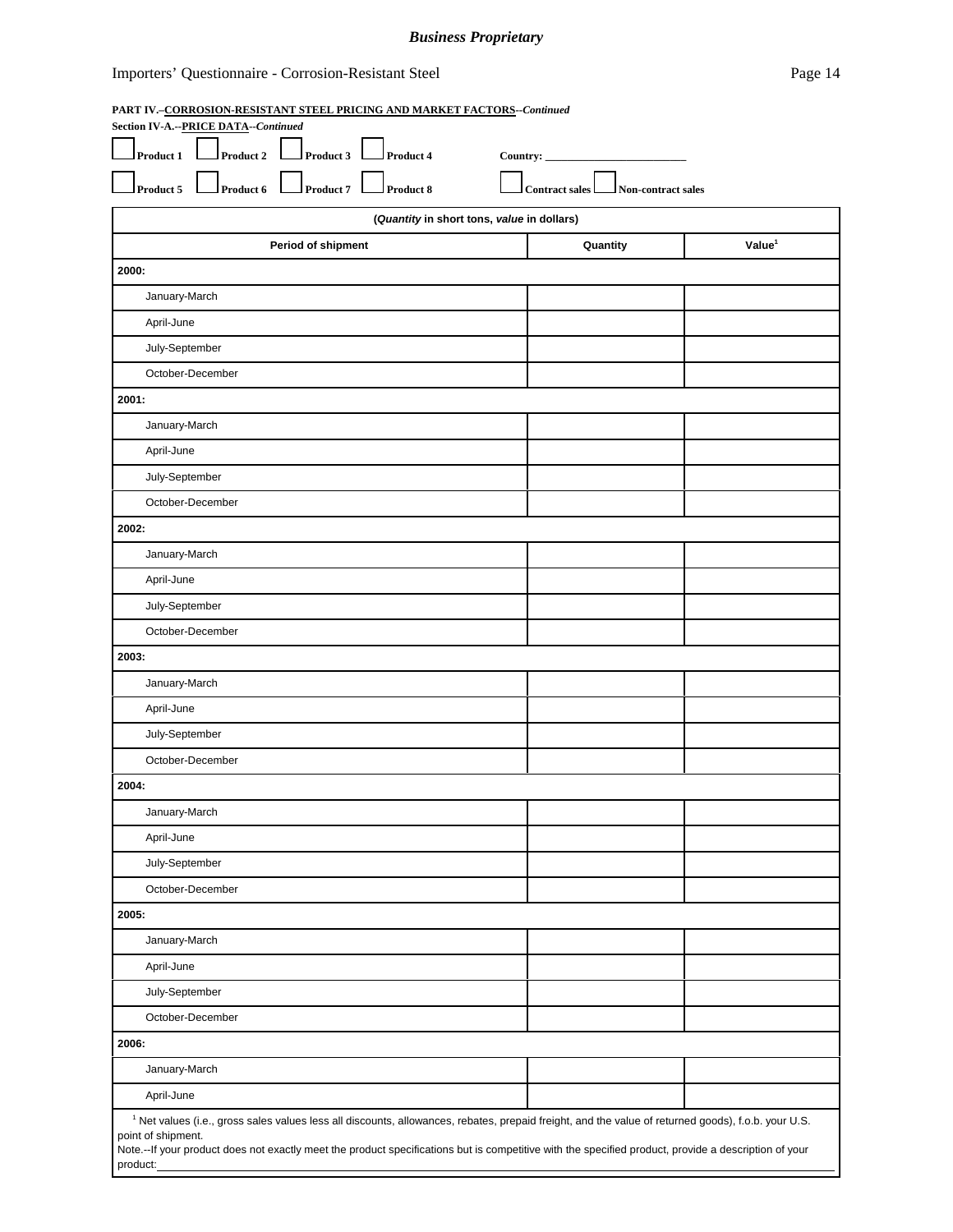*Business Proprietary*

Importers' Questionnaire - Corrosion-Resistant Steel

**PART IV.--CORROSION-RESISTANT STEEL PRICING AND MARKET FACTORS--*Continued***

**Section IV-A.--PRICE DATA--*Continued***

☐ Product 1 ☐ Product 2 ☐ Product 3 ☐ Product 4 Country: ______________________

☐ Product 5 ☐ Product 6 ☐ Product 7 ☐ Product 8 ☐ Contract sales ☐ Non-contract sales

| (*Quantity* in short tons, *value* in dollars) | | |
|---|---|---|
| **Period of shipment** | **Quantity** | **Value**[1] |
| **2000:** | | |
| January-March | | |
| April-June | | |
| July-September | | |
| October-December | | |
| **2001:** | | |
| January-March | | |
| April-June | | |
| July-September | | |
| October-December | | |
| **2002:** | | |
| January-March | | |
| April-June | | |
| July-September | | |
| October-December | | |
| **2003:** | | |
| January-March | | |
| April-June | | |
| July-September | | |
| October-December | | |
| **2004:** | | |
| January-March | | |
| April-June | | |
| July-September | | |
| October-December | | |
| **2005:** | | |
| January-March | | |
| April-June | | |
| July-September | | |
| October-December | | |
| **2006:** | | |
| January-March | | |
| April-June | | |

[1] Net values (i.e., gross sales values less all discounts, allowances, rebates, prepaid freight, and the value of returned goods), f.o.b. your U.S. point of shipment.

Note.--If your product does not exactly meet the product specifications but is competitive with the specified product, provide a description of your product:______________________________________________________________________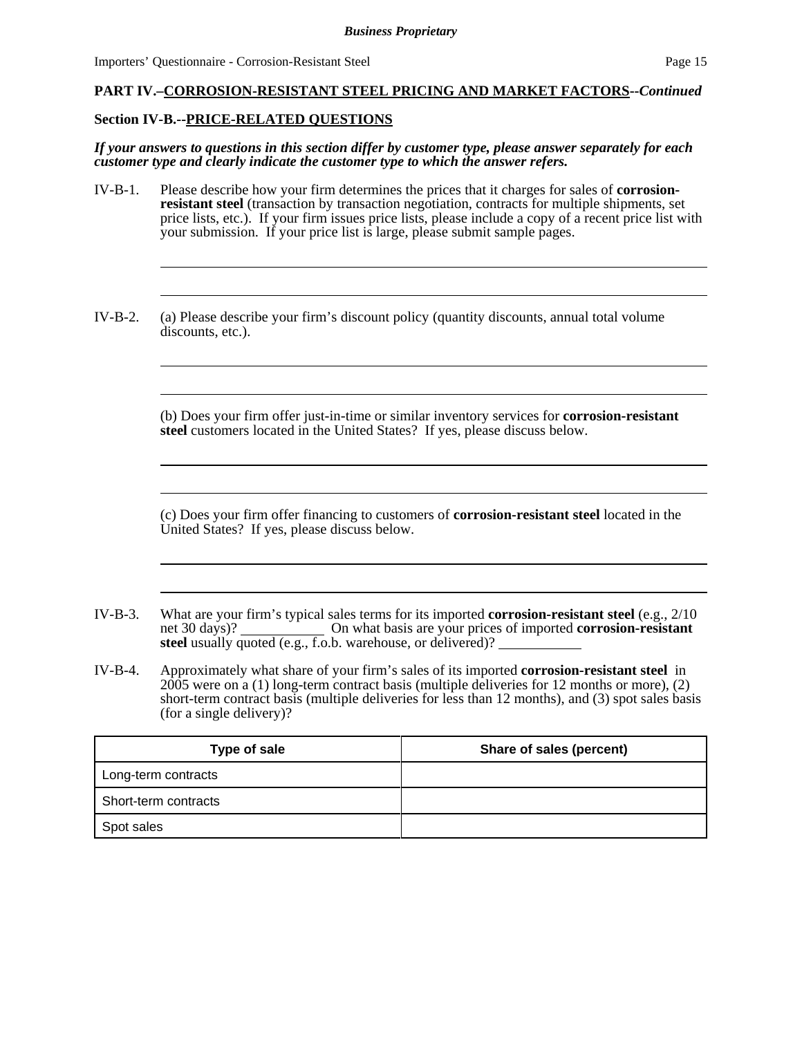**PART IV.–CORROSION-RESISTANT STEEL PRICING AND MARKET FACTORS--*Continued***

**Section IV-B.--PRICE-RELATED QUESTIONS**

***If your answers to questions in this section differ by customer type, please answer separately for each customer type and clearly indicate the customer type to which the answer refers.***

IV-B-1. Please describe how your firm determines the prices that it charges for sales of **corrosion-resistant steel** (transaction by transaction negotiation, contracts for multiple shipments, set price lists, etc.). If your firm issues price lists, please include a copy of a recent price list with your submission. If your price list is large, please submit sample pages.

______________________________________________________________________________

______________________________________________________________________________

IV-B-2. (a) Please describe your firm's discount policy (quantity discounts, annual total volume discounts, etc.).

______________________________________________________________________________

______________________________________________________________________________

(b) Does your firm offer just-in-time or similar inventory services for **corrosion-resistant steel** customers located in the United States? If yes, please discuss below.

______________________________________________________________________________

______________________________________________________________________________

(c) Does your firm offer financing to customers of **corrosion-resistant steel** located in the United States? If yes, please discuss below.

______________________________________________________________________________

______________________________________________________________________________

IV-B-3. What are your firm's typical sales terms for its imported **corrosion-resistant steel** (e.g., 2/10 net 30 days)? ____________ On what basis are your prices of imported **corrosion-resistant steel** usually quoted (e.g., f.o.b. warehouse, or delivered)? ____________

IV-B-4. Approximately what share of your firm's sales of its imported **corrosion-resistant steel** in 2005 were on a (1) long-term contract basis (multiple deliveries for 12 months or more), (2) short-term contract basis (multiple deliveries for less than 12 months), and (3) spot sales basis (for a single delivery)?

| Type of sale | Share of sales (percent) |
|---|---|
| Long-term contracts | |
| Short-term contracts | |
| Spot sales | |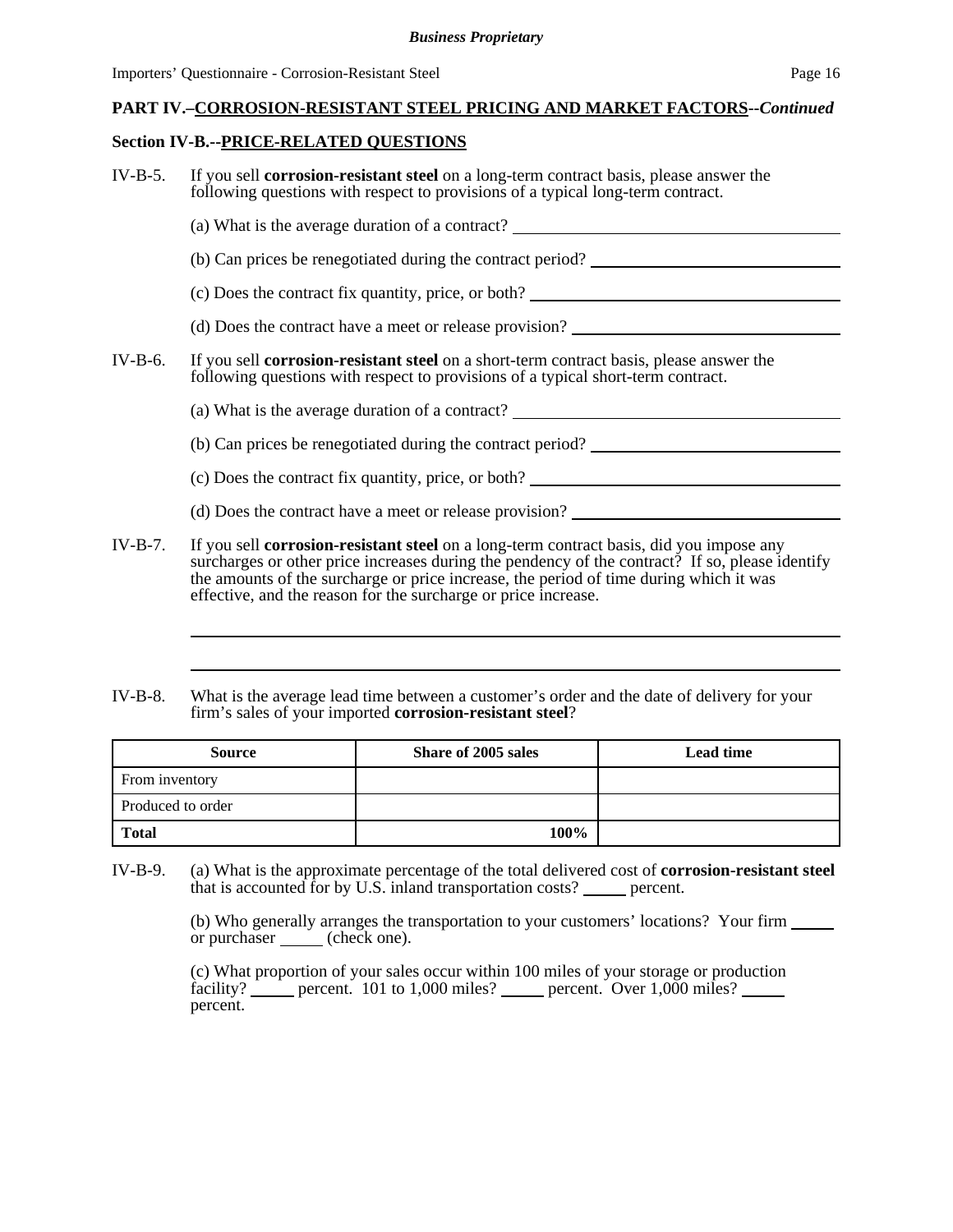**PART IV.–CORROSION-RESISTANT STEEL PRICING AND MARKET FACTORS--*Continued***

**Section IV-B.--PRICE-RELATED QUESTIONS**

IV-B-5. If you sell **corrosion-resistant steel** on a long-term contract basis, please answer the following questions with respect to provisions of a typical long-term contract.

(a) What is the average duration of a contract? ______________________________

(b) Can prices be renegotiated during the contract period? ______________________________

(c) Does the contract fix quantity, price, or both? ______________________________

(d) Does the contract have a meet or release provision? ______________________________

IV-B-6. If you sell **corrosion-resistant steel** on a short-term contract basis, please answer the following questions with respect to provisions of a typical short-term contract.

(a) What is the average duration of a contract? ______________________________

(b) Can prices be renegotiated during the contract period? ______________________________

(c) Does the contract fix quantity, price, or both? ______________________________

(d) Does the contract have a meet or release provision? ______________________________

IV-B-7. If you sell **corrosion-resistant steel** on a long-term contract basis, did you impose any surcharges or other price increases during the pendency of the contract? If so, please identify the amounts of the surcharge or price increase, the period of time during which it was effective, and the reason for the surcharge or price increase.

______________________________________________________________________

______________________________________________________________________

IV-B-8. What is the average lead time between a customer's order and the date of delivery for your firm's sales of your imported **corrosion-resistant steel**?

| Source | Share of 2005 sales | Lead time |
|---|---|---|
| From inventory | | |
| Produced to order | | |
| **Total** | **100%** | |

IV-B-9. (a) What is the approximate percentage of the total delivered cost of **corrosion-resistant steel** that is accounted for by U.S. inland transportation costs? _____ percent.

(b) Who generally arranges the transportation to your customers' locations? Your firm _____ or purchaser _____ (check one).

(c) What proportion of your sales occur within 100 miles of your storage or production facility? _____ percent. 101 to 1,000 miles? _____ percent. Over 1,000 miles? _____ percent.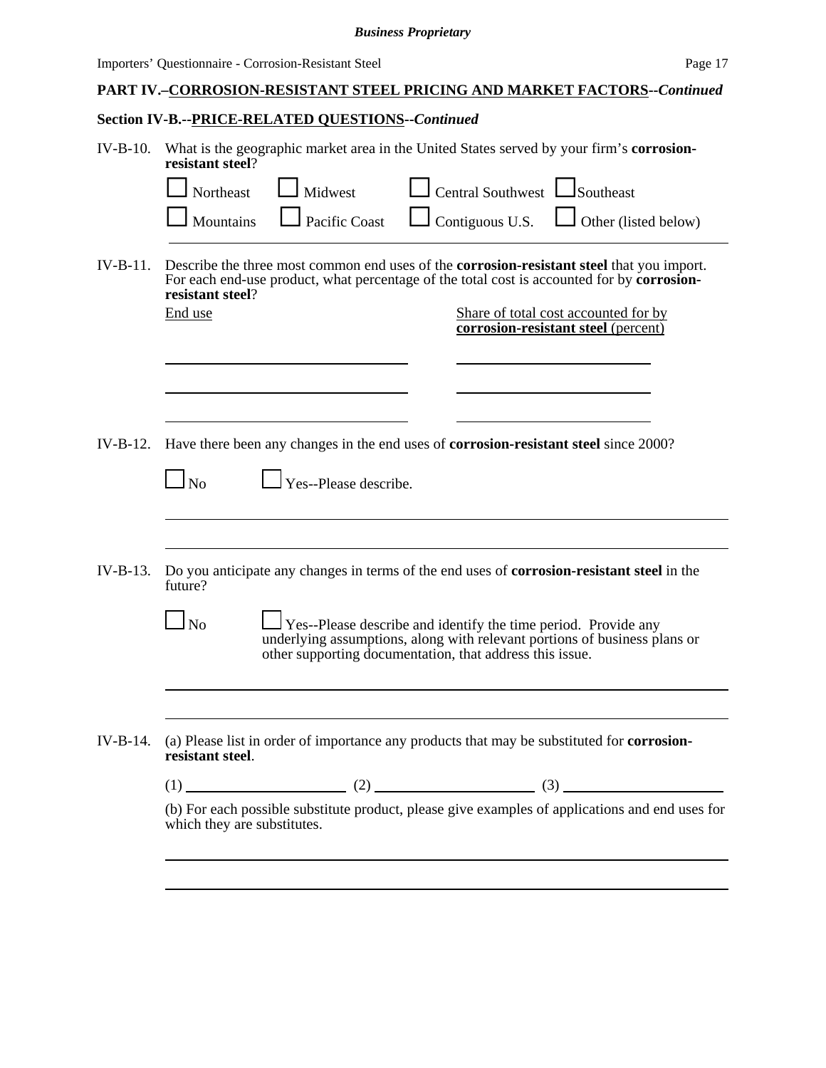**PART IV.–CORROSION-RESISTANT STEEL PRICING AND MARKET FACTORS**--*Continued*

**Section IV-B.--PRICE-RELATED QUESTIONS**--*Continued*

IV-B-10. What is the geographic market area in the United States served by your firm's **corrosion-resistant steel**?

☐ Northeast ☐ Midwest ☐ Central Southwest ☐ Southeast
☐ Mountains ☐ Pacific Coast ☐ Contiguous U.S. ☐ Other (listed below)

______________________________________________

IV-B-11. Describe the three most common end uses of the **corrosion-resistant steel** that you import. For each end-use product, what percentage of the total cost is accounted for by **corrosion-resistant steel**?

| End use | Share of total cost accounted for by **corrosion-resistant steel** (percent) |
|---|---|
| | |
| | |
| | |

IV-B-12. Have there been any changes in the end uses of **corrosion-resistant steel** since 2000?

☐ No ☐ Yes--Please describe.

______________________________________________

______________________________________________

IV-B-13. Do you anticipate any changes in terms of the end uses of **corrosion-resistant steel** in the future?

☐ No ☐ Yes--Please describe and identify the time period. Provide any underlying assumptions, along with relevant portions of business plans or other supporting documentation, that address this issue.

______________________________________________

______________________________________________

IV-B-14. (a) Please list in order of importance any products that may be substituted for **corrosion-resistant steel**.

(1) ____________ (2) ____________ (3) ____________

(b) For each possible substitute product, please give examples of applications and end uses for which they are substitutes.

______________________________________________

______________________________________________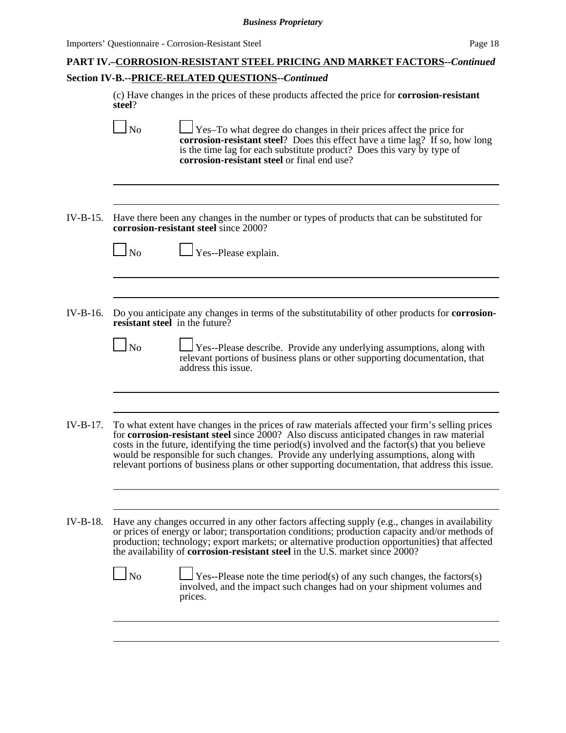## PART IV.–CORROSION-RESISTANT STEEL PRICING AND MARKET FACTORS--*Continued*

### Section IV-B.--PRICE-RELATED QUESTIONS--*Continued*

(c) Have changes in the prices of these products affected the price for **corrosion-resistant steel**?

☐ No ☐ Yes–To what degree do changes in their prices affect the price for **corrosion-resistant steel**? Does this effect have a time lag? If so, how long is the time lag for each substitute product? Does this vary by type of **corrosion-resistant steel** or final end use?

IV-B-15. Have there been any changes in the number or types of products that can be substituted for **corrosion-resistant steel** since 2000?

☐ No ☐ Yes--Please explain.

IV-B-16. Do you anticipate any changes in terms of the substitutability of other products for **corrosion-resistant steel** in the future?

☐ No ☐ Yes--Please describe. Provide any underlying assumptions, along with relevant portions of business plans or other supporting documentation, that address this issue.

IV-B-17. To what extent have changes in the prices of raw materials affected your firm's selling prices for **corrosion-resistant steel** since 2000? Also discuss anticipated changes in raw material costs in the future, identifying the time period(s) involved and the factor(s) that you believe would be responsible for such changes. Provide any underlying assumptions, along with relevant portions of business plans or other supporting documentation, that address this issue.

IV-B-18. Have any changes occurred in any other factors affecting supply (e.g., changes in availability or prices of energy or labor; transportation conditions; production capacity and/or methods of production; technology; export markets; or alternative production opportunities) that affected the availability of **corrosion-resistant steel** in the U.S. market since 2000?

☐ No ☐ Yes--Please note the time period(s) of any such changes, the factors(s) involved, and the impact such changes had on your shipment volumes and prices.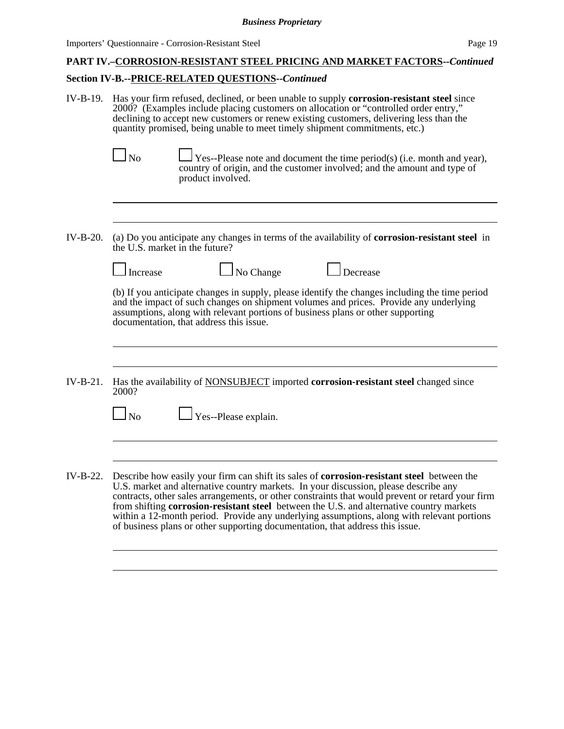**PART IV.–CORROSION-RESISTANT STEEL PRICING AND MARKET FACTORS--*Continued***

**Section IV-B.--PRICE-RELATED QUESTIONS--*Continued***

IV-B-19. Has your firm refused, declined, or been unable to supply **corrosion-resistant steel** since 2000? (Examples include placing customers on allocation or "controlled order entry," declining to accept new customers or renew existing customers, delivering less than the quantity promised, being unable to meet timely shipment commitments, etc.)

☐ No ☐ Yes--Please note and document the time period(s) (i.e. month and year), country of origin, and the customer involved; and the amount and type of product involved.

---

---

IV-B-20. (a) Do you anticipate any changes in terms of the availability of **corrosion-resistant steel** in the U.S. market in the future?

☐ Increase ☐ No Change ☐ Decrease

(b) If you anticipate changes in supply, please identify the changes including the time period and the impact of such changes on shipment volumes and prices. Provide any underlying assumptions, along with relevant portions of business plans or other supporting documentation, that address this issue.

---

---

IV-B-21. Has the availability of NONSUBJECT imported **corrosion-resistant steel** changed since 2000?

☐ No ☐ Yes--Please explain.

---

---

IV-B-22. Describe how easily your firm can shift its sales of **corrosion-resistant steel** between the U.S. market and alternative country markets. In your discussion, please describe any contracts, other sales arrangements, or other constraints that would prevent or retard your firm from shifting **corrosion-resistant steel** between the U.S. and alternative country markets within a 12-month period. Provide any underlying assumptions, along with relevant portions of business plans or other supporting documentation, that address this issue.

---

---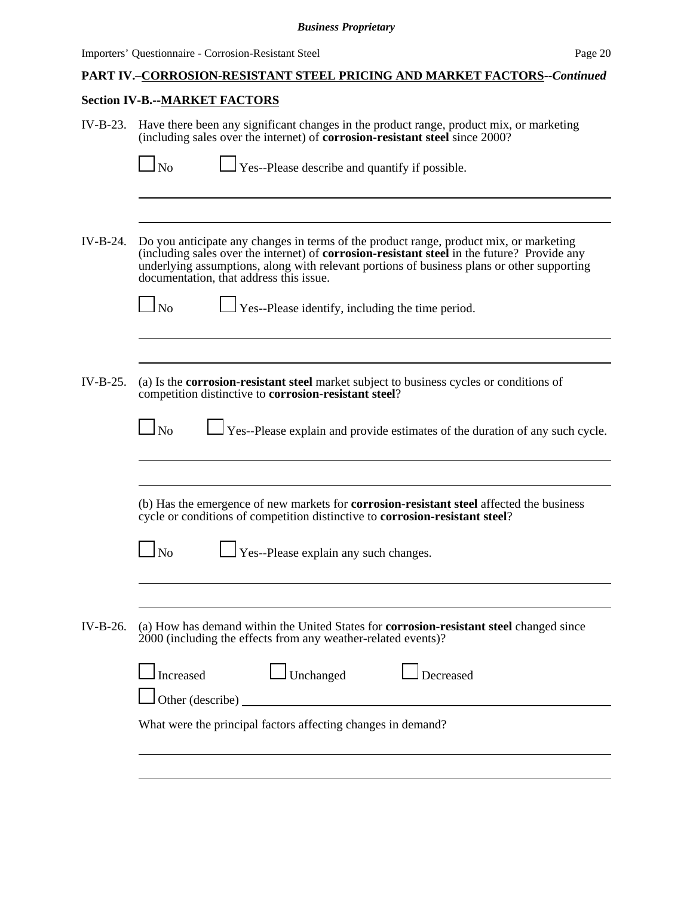**PART IV.–CORROSION-RESISTANT STEEL PRICING AND MARKET FACTORS**--*Continued*

**Section IV-B.--MARKET FACTORS**

IV-B-23. Have there been any significant changes in the product range, product mix, or marketing (including sales over the internet) of **corrosion-resistant steel** since 2000?

☐ No ☐ Yes--Please describe and quantify if possible.

IV-B-24. Do you anticipate any changes in terms of the product range, product mix, or marketing (including sales over the internet) of **corrosion-resistant steel** in the future? Provide any underlying assumptions, along with relevant portions of business plans or other supporting documentation, that address this issue.

☐ No ☐ Yes--Please identify, including the time period.

IV-B-25. (a) Is the **corrosion-resistant steel** market subject to business cycles or conditions of competition distinctive to **corrosion-resistant steel**?

☐ No ☐ Yes--Please explain and provide estimates of the duration of any such cycle.

(b) Has the emergence of new markets for **corrosion-resistant steel** affected the business cycle or conditions of competition distinctive to **corrosion-resistant steel**?

☐ No ☐ Yes--Please explain any such changes.

IV-B-26. (a) How has demand within the United States for **corrosion-resistant steel** changed since 2000 (including the effects from any weather-related events)?

☐ Increased ☐ Unchanged ☐ Decreased

☐ Other (describe) ______________________________

What were the principal factors affecting changes in demand?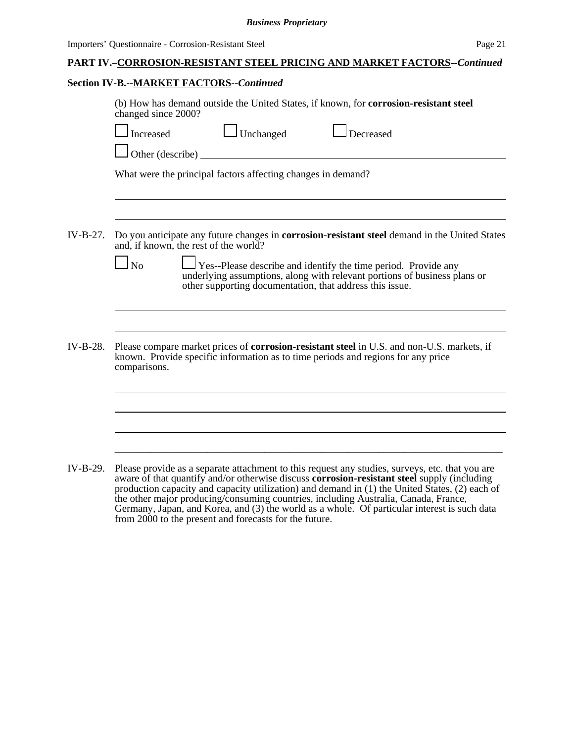**PART IV.–CORROSION-RESISTANT STEEL PRICING AND MARKET FACTORS--*Continued***

**Section IV-B.--MARKET FACTORS--*Continued***

(b) How has demand outside the United States, if known, for **corrosion-resistant steel** changed since 2000?

☐ Increased ☐ Unchanged ☐ Decreased

☐ Other (describe) \_\_\_\_\_\_\_\_\_\_\_\_\_\_\_\_\_\_\_\_\_\_\_\_\_\_\_\_\_\_\_\_\_\_\_\_\_\_\_\_

What were the principal factors affecting changes in demand?

\_\_\_\_\_\_\_\_\_\_\_\_\_\_\_\_\_\_\_\_\_\_\_\_\_\_\_\_\_\_\_\_\_\_\_\_\_\_\_\_\_\_\_\_\_\_\_\_\_\_\_\_\_\_\_\_

\_\_\_\_\_\_\_\_\_\_\_\_\_\_\_\_\_\_\_\_\_\_\_\_\_\_\_\_\_\_\_\_\_\_\_\_\_\_\_\_\_\_\_\_\_\_\_\_\_\_\_\_\_\_\_\_

IV-B-27. Do you anticipate any future changes in **corrosion-resistant steel** demand in the United States and, if known, the rest of the world?

☐ No ☐ Yes--Please describe and identify the time period. Provide any underlying assumptions, along with relevant portions of business plans or other supporting documentation, that address this issue.

\_\_\_\_\_\_\_\_\_\_\_\_\_\_\_\_\_\_\_\_\_\_\_\_\_\_\_\_\_\_\_\_\_\_\_\_\_\_\_\_\_\_\_\_\_\_\_\_\_\_\_\_\_\_\_\_

\_\_\_\_\_\_\_\_\_\_\_\_\_\_\_\_\_\_\_\_\_\_\_\_\_\_\_\_\_\_\_\_\_\_\_\_\_\_\_\_\_\_\_\_\_\_\_\_\_\_\_\_\_\_\_\_

IV-B-28. Please compare market prices of **corrosion-resistant steel** in U.S. and non-U.S. markets, if known. Provide specific information as to time periods and regions for any price comparisons.

\_\_\_\_\_\_\_\_\_\_\_\_\_\_\_\_\_\_\_\_\_\_\_\_\_\_\_\_\_\_\_\_\_\_\_\_\_\_\_\_\_\_\_\_\_\_\_\_\_\_\_\_\_\_\_\_

\_\_\_\_\_\_\_\_\_\_\_\_\_\_\_\_\_\_\_\_\_\_\_\_\_\_\_\_\_\_\_\_\_\_\_\_\_\_\_\_\_\_\_\_\_\_\_\_\_\_\_\_\_\_\_\_

\_\_\_\_\_\_\_\_\_\_\_\_\_\_\_\_\_\_\_\_\_\_\_\_\_\_\_\_\_\_\_\_\_\_\_\_\_\_\_\_\_\_\_\_\_\_\_\_\_\_\_\_\_\_\_\_

\_\_\_\_\_\_\_\_\_\_\_\_\_\_\_\_\_\_\_\_\_\_\_\_\_\_\_\_\_\_\_\_\_\_\_\_\_\_\_\_\_\_\_\_\_\_\_\_\_\_\_\_\_\_\_\_

IV-B-29. Please provide as a separate attachment to this request any studies, surveys, etc. that you are aware of that quantify and/or otherwise discuss **corrosion-resistant steel** supply (including production capacity and capacity utilization) and demand in (1) the United States, (2) each of the other major producing/consuming countries, including Australia, Canada, France, Germany, Japan, and Korea, and (3) the world as a whole. Of particular interest is such data from 2000 to the present and forecasts for the future.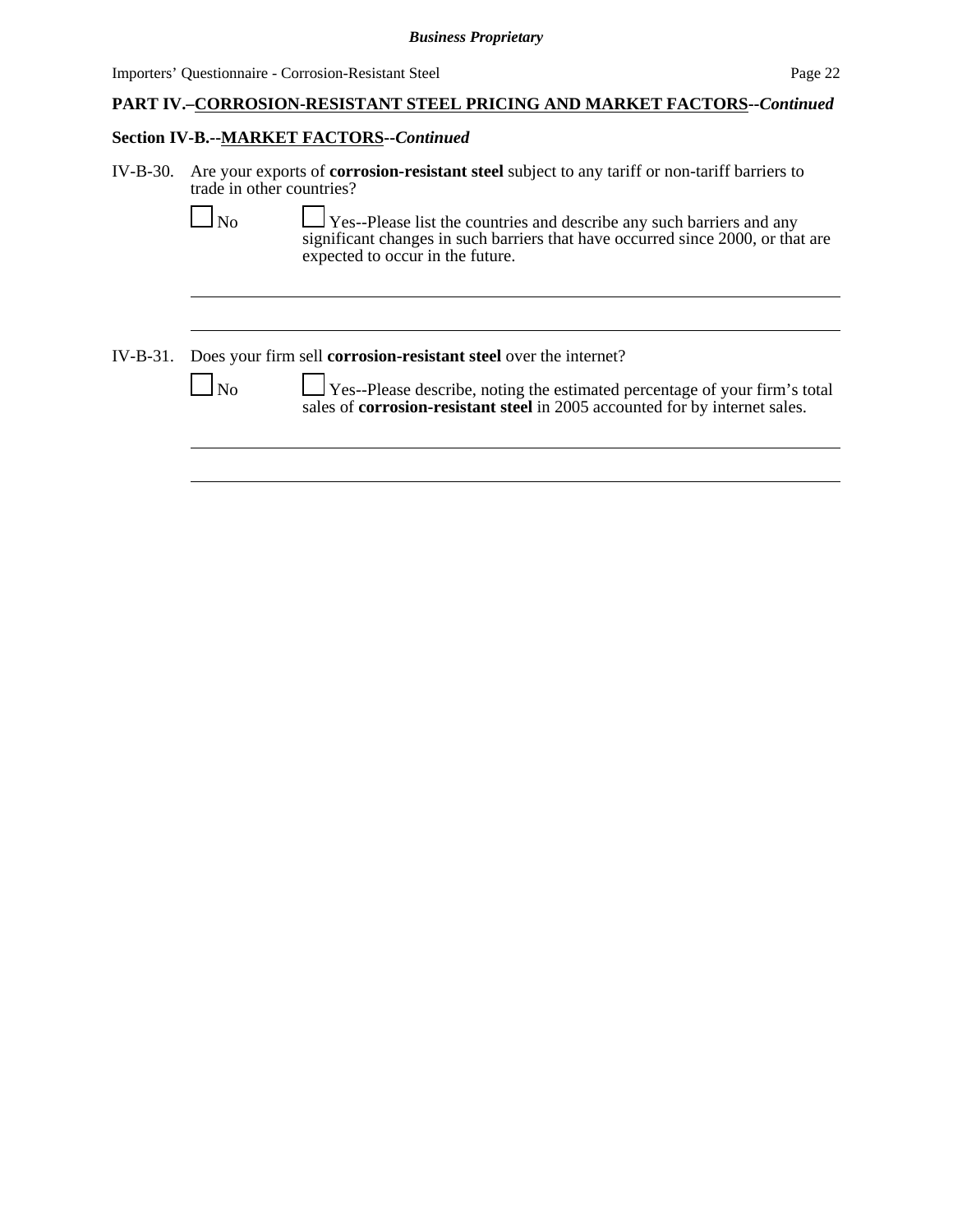**PART IV.–CORROSION-RESISTANT STEEL PRICING AND MARKET FACTORS--*Continued***

**Section IV-B.--MARKET FACTORS--*Continued***

IV-B-30. Are your exports of **corrosion-resistant steel** subject to any tariff or non-tariff barriers to trade in other countries?

☐ No ☐ Yes--Please list the countries and describe any such barriers and any significant changes in such barriers that have occurred since 2000, or that are expected to occur in the future.

---

---

IV-B-31. Does your firm sell **corrosion-resistant steel** over the internet?

☐ No ☐ Yes--Please describe, noting the estimated percentage of your firm's total sales of **corrosion-resistant steel** in 2005 accounted for by internet sales.

---

---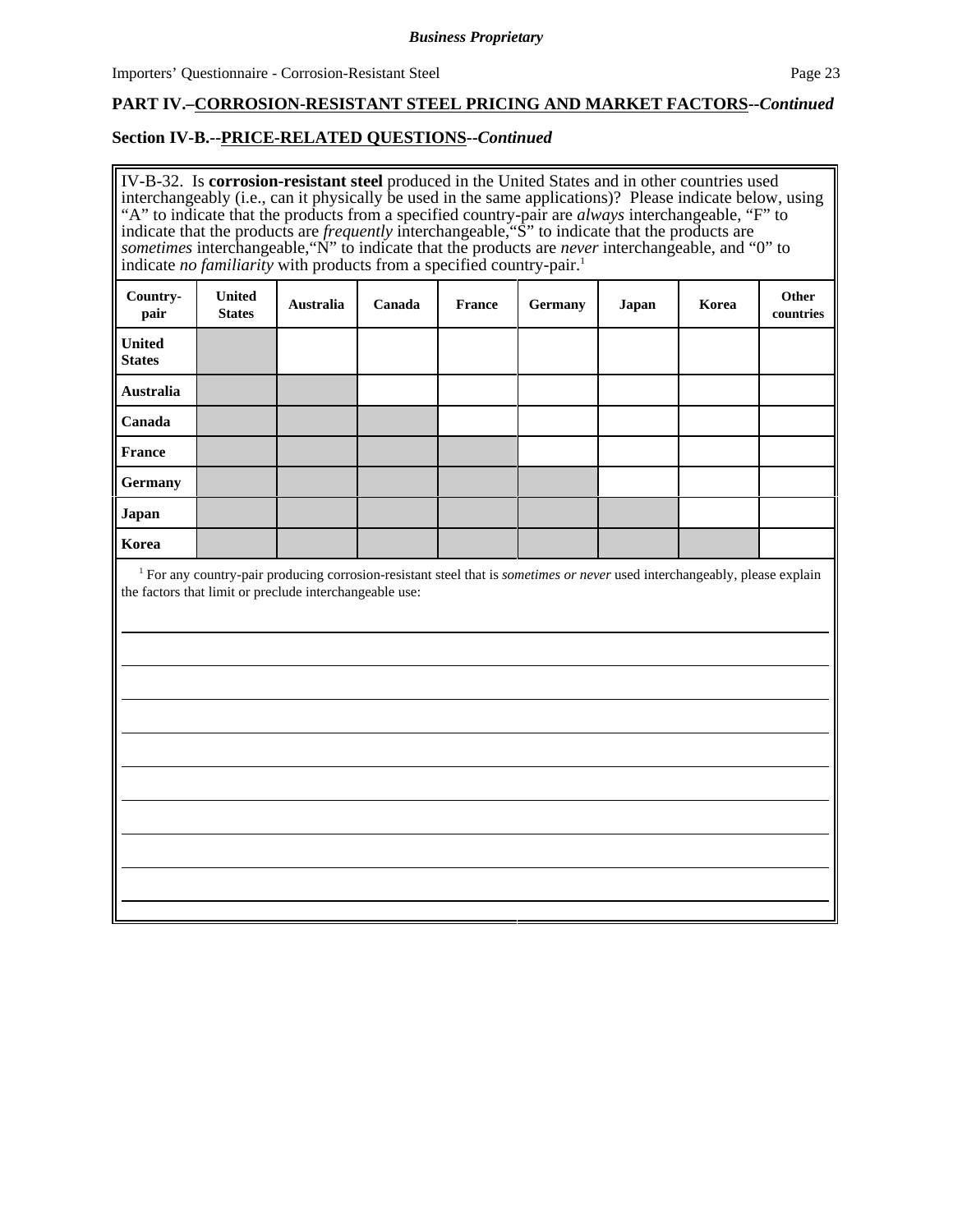**PART IV.–CORROSION-RESISTANT STEEL PRICING AND MARKET FACTORS--*Continued***

**Section IV-B.--PRICE-RELATED QUESTIONS--*Continued***

IV-B-32. Is **corrosion-resistant steel** produced in the United States and in other countries used interchangeably (i.e., can it physically be used in the same applications)? Please indicate below, using "A" to indicate that the products from a specified country-pair are *always* interchangeable, "F" to indicate that the products are *frequently* interchangeable, "S" to indicate that the products are *sometimes* interchangeable, "N" to indicate that the products are *never* interchangeable, and "0" to indicate *no familiarity* with products from a specified country-pair.[1]

| Country-pair | United States | Australia | Canada | France | Germany | Japan | Korea | Other countries |
|---|---|---|---|---|---|---|---|---|
| **United States** | | | | | | | | |
| **Australia** | | | | | | | | |
| **Canada** | | | | | | | | |
| **France** | | | | | | | | |
| **Germany** | | | | | | | | |
| **Japan** | | | | | | | | |
| **Korea** | | | | | | | | |

[1] For any country-pair producing corrosion-resistant steel that is *sometimes or never* used interchangeably, please explain the factors that limit or preclude interchangeable use: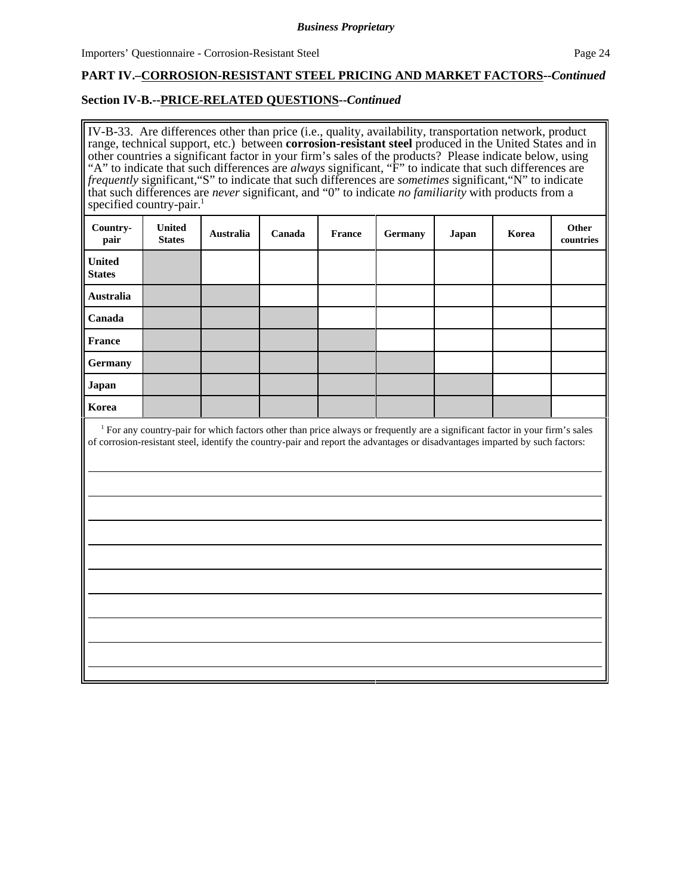*Business Proprietary*

Importers' Questionnaire - Corrosion-Resistant Steel

**PART IV.–CORROSION-RESISTANT STEEL PRICING AND MARKET FACTORS--*Continued***

**Section IV-B.--PRICE-RELATED QUESTIONS--*Continued***

IV-B-33. Are differences other than price (i.e., quality, availability, transportation network, product range, technical support, etc.) between **corrosion-resistant steel** produced in the United States and in other countries a significant factor in your firm's sales of the products? Please indicate below, using "A" to indicate that such differences are *always* significant, "F" to indicate that such differences are *frequently* significant,"S" to indicate that such differences are *sometimes* significant,"N" to indicate that such differences are *never* significant, and "0" to indicate *no familiarity* with products from a specified country-pair.[1]

| Country-pair | United States | Australia | Canada | France | Germany | Japan | Korea | Other countries |
|---|---|---|---|---|---|---|---|---|
| **United States** | | | | | | | | |
| **Australia** | | | | | | | | |
| **Canada** | | | | | | | | |
| **France** | | | | | | | | |
| **Germany** | | | | | | | | |
| **Japan** | | | | | | | | |
| **Korea** | | | | | | | | |

[1] For any country-pair for which factors other than price always or frequently are a significant factor in your firm's sales of corrosion-resistant steel, identify the country-pair and report the advantages or disadvantages imparted by such factors: